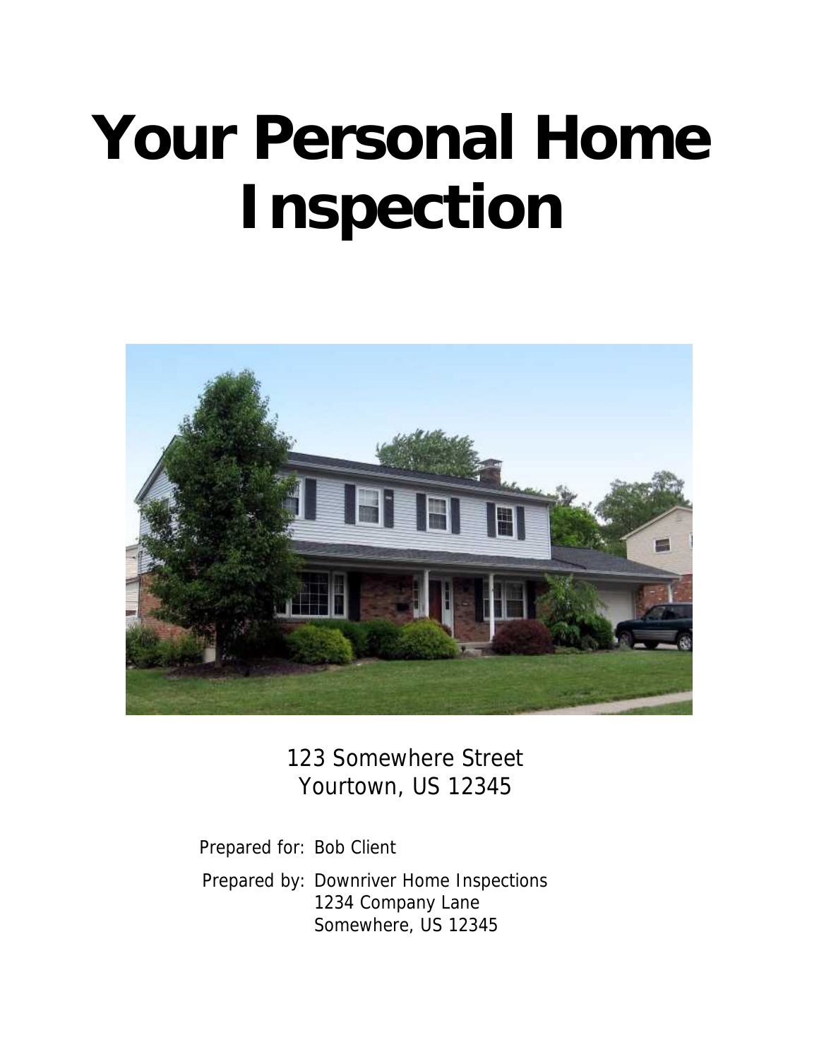# Your Personal Home Inspection

123 Somewhere Street
Yourtown, US 12345

Prepared for: Bob Client

Prepared by: Downriver Home Inspections
1234 Company Lane
Somewhere, US 12345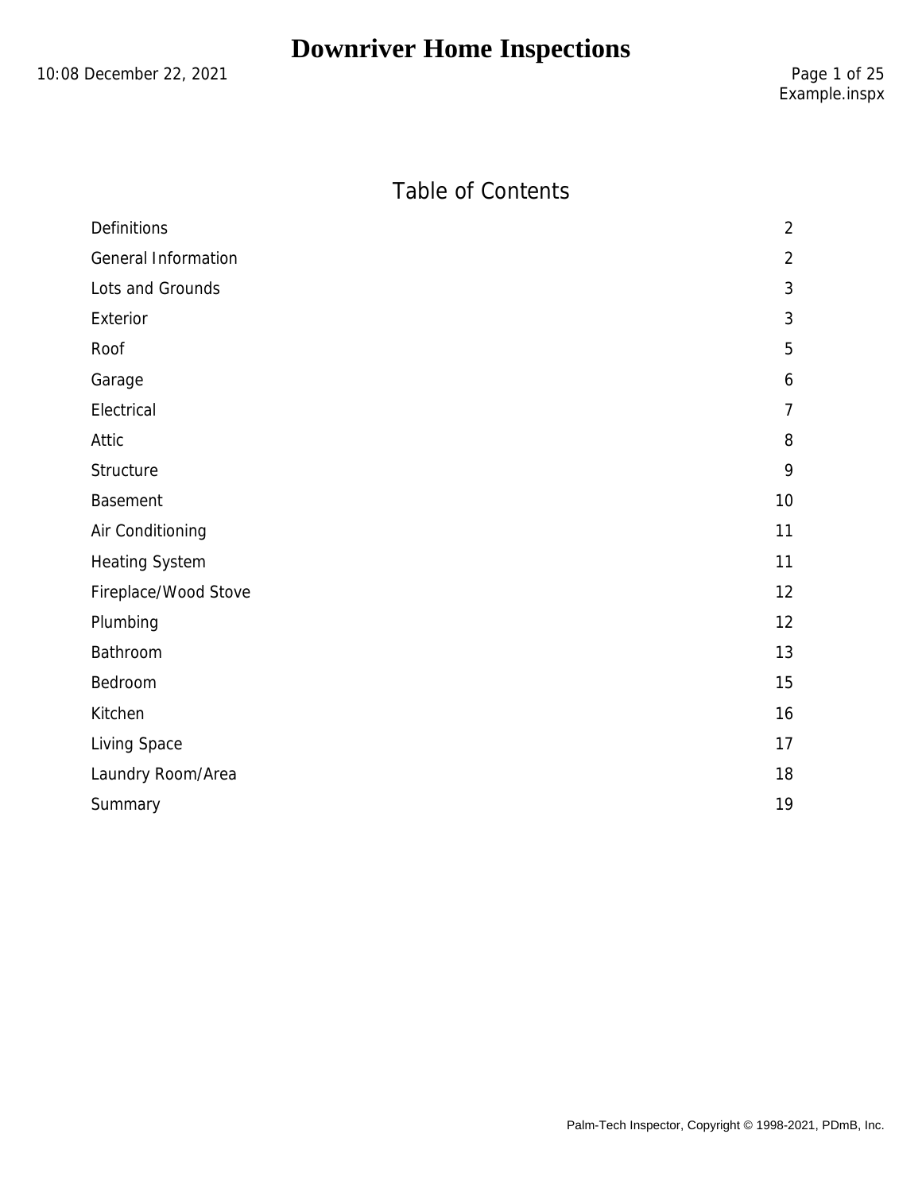# Downriver Home Inspections

10:08 December 22, 2021

Example.inspx

## Table of Contents

| | |
|---|---|
| Definitions | 2 |
| General Information | 2 |
| Lots and Grounds | 3 |
| Exterior | 3 |
| Roof | 5 |
| Garage | 6 |
| Electrical | 7 |
| Attic | 8 |
| Structure | 9 |
| Basement | 10 |
| Air Conditioning | 11 |
| Heating System | 11 |
| Fireplace/Wood Stove | 12 |
| Plumbing | 12 |
| Bathroom | 13 |
| Bedroom | 15 |
| Kitchen | 16 |
| Living Space | 17 |
| Laundry Room/Area | 18 |
| Summary | 19 |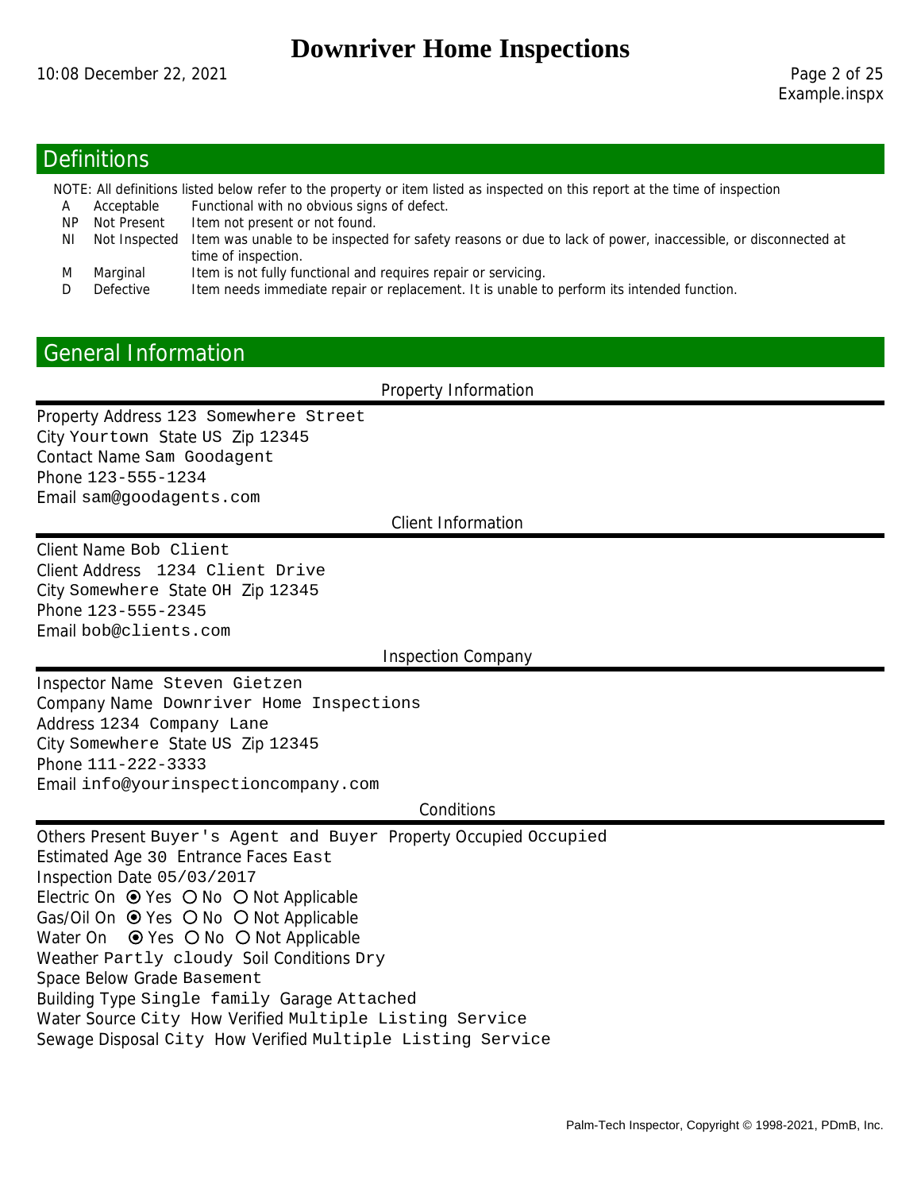## Definitions

NOTE: All definitions listed below refer to the property or item listed as inspected on this report at the time of inspection

| | | |
|---|---|---|
| A | Acceptable | Functional with no obvious signs of defect. |
| NP | Not Present | Item not present or not found. |
| NI | Not Inspected | Item was unable to be inspected for safety reasons or due to lack of power, inaccessible, or disconnected at time of inspection. |
| M | Marginal | Item is not fully functional and requires repair or servicing. |
| D | Defective | Item needs immediate repair or replacement. It is unable to perform its intended function. |

## General Information

### Property Information

Property Address 123 Somewhere Street
City Yourtown State US Zip 12345
Contact Name Sam Goodagent
Phone 123-555-1234
Email sam@goodagents.com

### Client Information

Client Name Bob Client
Client Address 1234 Client Drive
City Somewhere State OH Zip 12345
Phone 123-555-2345
Email bob@clients.com

### Inspection Company

Inspector Name Steven Gietzen
Company Name Downriver Home Inspections
Address 1234 Company Lane
City Somewhere State US Zip 12345
Phone 111-222-3333
Email info@yourinspectioncompany.com

### Conditions

Others Present Buyer's Agent and Buyer Property Occupied Occupied
Estimated Age 30 Entrance Faces East
Inspection Date 05/03/2017
Electric On ⦿ Yes ○ No ○ Not Applicable
Gas/Oil On ⦿ Yes ○ No ○ Not Applicable
Water On ⦿ Yes ○ No ○ Not Applicable
Weather Partly cloudy Soil Conditions Dry
Space Below Grade Basement
Building Type Single family Garage Attached
Water Source City How Verified Multiple Listing Service
Sewage Disposal City How Verified Multiple Listing Service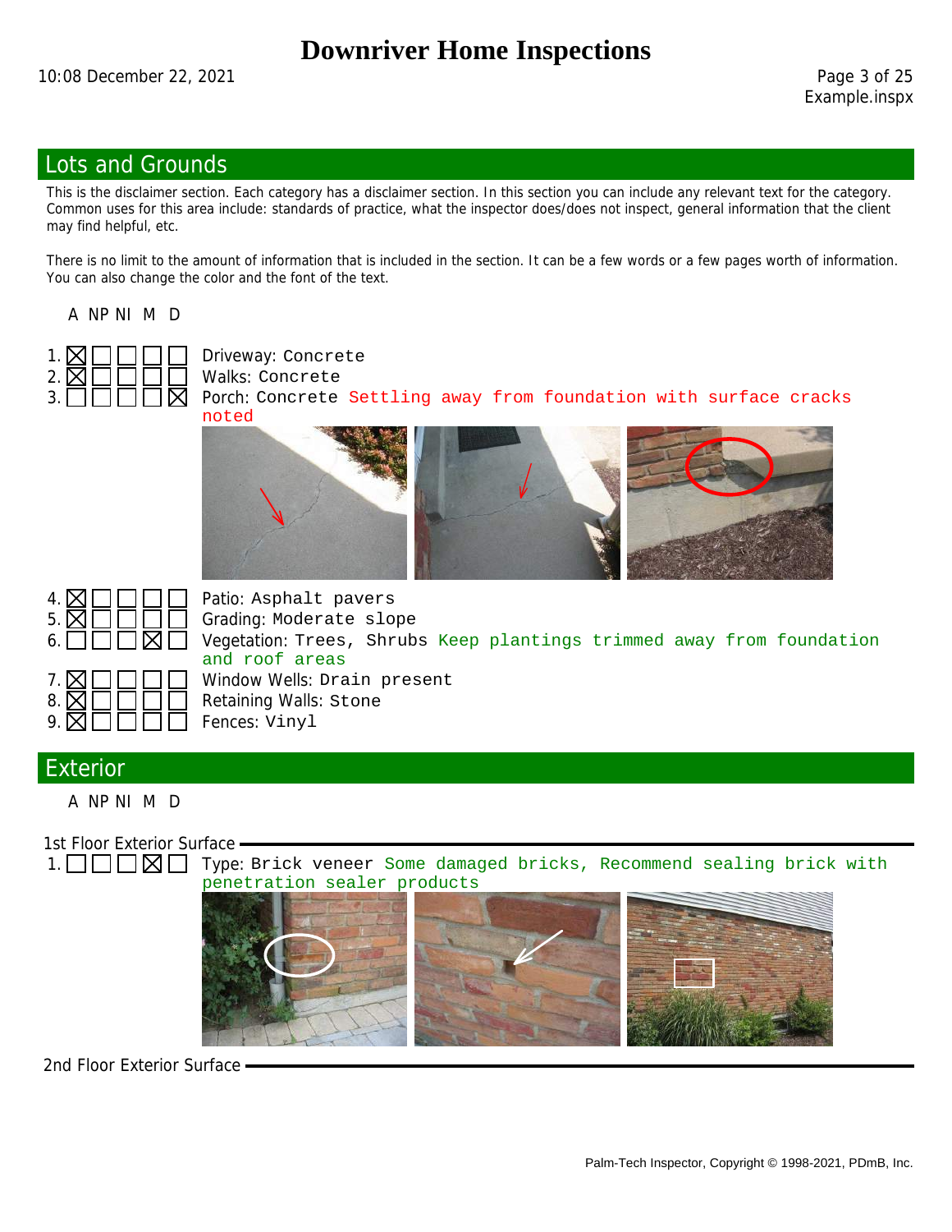## Lots and Grounds

This is the disclaimer section. Each category has a disclaimer section. In this section you can include any relevant text for the category. Common uses for this area include: standards of practice, what the inspector does/does not inspect, general information that the client may find helpful, etc.

There is no limit to the amount of information that is included in the section. It can be a few words or a few pages worth of information. You can also change the color and the font of the text.

| # | A | NP | NI | M | D | Item |
|---|---|---|---|---|---|---|
| 1. | ☒ | ☐ | ☐ | ☐ | ☐ | Driveway: Concrete |
| 2. | ☒ | ☐ | ☐ | ☐ | ☐ | Walks: Concrete |
| 3. | ☐ | ☐ | ☐ | ☐ | ☒ | Porch: Concrete Settling away from foundation with surface cracks noted |
| 4. | ☒ | ☐ | ☐ | ☐ | ☐ | Patio: Asphalt pavers |
| 5. | ☒ | ☐ | ☐ | ☐ | ☐ | Grading: Moderate slope |
| 6. | ☐ | ☐ | ☐ | ☒ | ☐ | Vegetation: Trees, Shrubs Keep plantings trimmed away from foundation and roof areas |
| 7. | ☒ | ☐ | ☐ | ☐ | ☐ | Window Wells: Drain present |
| 8. | ☒ | ☐ | ☐ | ☐ | ☐ | Retaining Walls: Stone |
| 9. | ☒ | ☐ | ☐ | ☐ | ☐ | Fences: Vinyl |

## Exterior

### 1st Floor Exterior Surface

| # | A | NP | NI | M | D | Item |
|---|---|---|---|---|---|---|
| 1. | ☐ | ☐ | ☐ | ☒ | ☐ | Type: Brick veneer Some damaged bricks, Recommend sealing brick with penetration sealer products |

### 2nd Floor Exterior Surface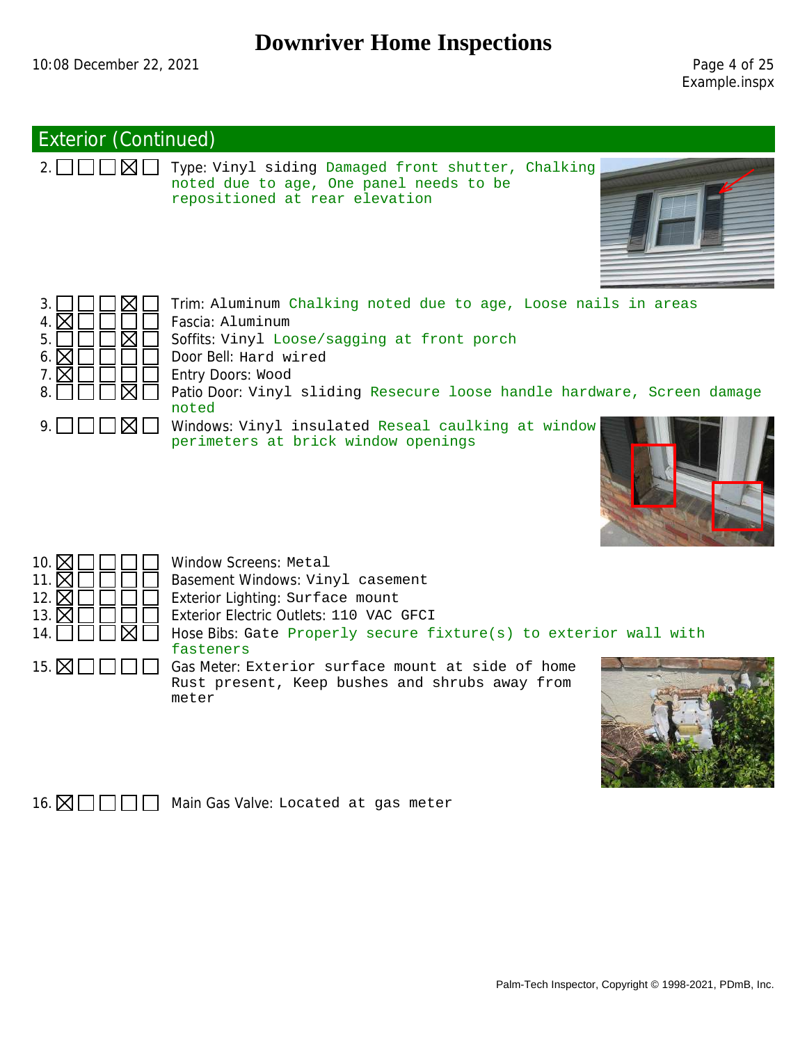## Exterior (Continued)

2. ☐ ☐ ☐ ☒ ☐ Type: Vinyl siding Damaged front shutter, Chalking noted due to age, One panel needs to be repositioned at rear elevation

3. ☐ ☐ ☐ ☒ ☐ Trim: Aluminum Chalking noted due to age, Loose nails in areas
4. ☒ ☐ ☐ ☐ ☐ Fascia: Aluminum
5. ☐ ☐ ☐ ☒ ☐ Soffits: Vinyl Loose/sagging at front porch
6. ☒ ☐ ☐ ☐ ☐ Door Bell: Hard wired
7. ☒ ☐ ☐ ☐ ☐ Entry Doors: Wood
8. ☐ ☐ ☐ ☒ ☐ Patio Door: Vinyl sliding Resecure loose handle hardware, Screen damage noted
9. ☐ ☐ ☐ ☒ ☐ Windows: Vinyl insulated Reseal caulking at window perimeters at brick window openings

10. ☒ ☐ ☐ ☐ ☐ Window Screens: Metal
11. ☒ ☐ ☐ ☐ ☐ Basement Windows: Vinyl casement
12. ☒ ☐ ☐ ☐ ☐ Exterior Lighting: Surface mount
13. ☒ ☐ ☐ ☐ ☐ Exterior Electric Outlets: 110 VAC GFCI
14. ☐ ☐ ☐ ☒ ☐ Hose Bibs: Gate Properly secure fixture(s) to exterior wall with fasteners
15. ☒ ☐ ☐ ☐ ☐ Gas Meter: Exterior surface mount at side of home Rust present, Keep bushes and shrubs away from meter

16. ☒ ☐ ☐ ☐ ☐ Main Gas Valve: Located at gas meter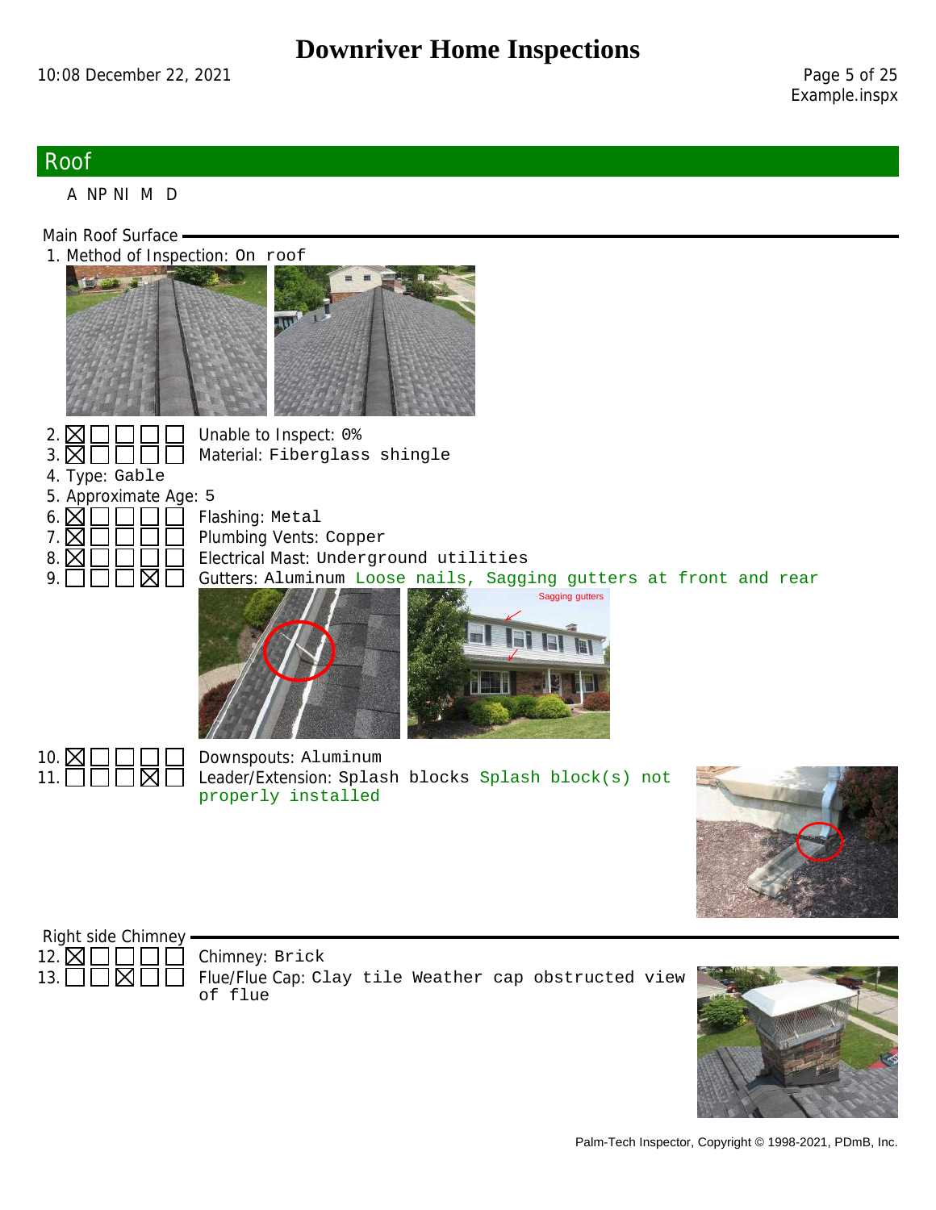## Roof

A NP NI M D

### Main Roof Surface

1. Method of Inspection: On roof

| # | A | NP | NI | M | D | Item |
|---|---|---|---|---|---|---|
| 2. | ☒ | ☐ | ☐ | ☐ | ☐ | Unable to Inspect: 0% |
| 3. | ☒ | ☐ | ☐ | ☐ | ☐ | Material: Fiberglass shingle |

4. Type: Gable
5. Approximate Age: 5

| # | A | NP | NI | M | D | Item |
|---|---|---|---|---|---|---|
| 6. | ☒ | ☐ | ☐ | ☐ | ☐ | Flashing: Metal |
| 7. | ☒ | ☐ | ☐ | ☐ | ☐ | Plumbing Vents: Copper |
| 8. | ☒ | ☐ | ☐ | ☐ | ☐ | Electrical Mast: Underground utilities |
| 9. | ☐ | ☐ | ☐ | ☒ | ☐ | Gutters: Aluminum Loose nails, Sagging gutters at front and rear |

Sagging gutters

| # | A | NP | NI | M | D | Item |
|---|---|---|---|---|---|---|
| 10. | ☒ | ☐ | ☐ | ☐ | ☐ | Downspouts: Aluminum |
| 11. | ☐ | ☐ | ☐ | ☒ | ☐ | Leader/Extension: Splash blocks Splash block(s) not properly installed |

### Right side Chimney

| # | A | NP | NI | M | D | Item |
|---|---|---|---|---|---|---|
| 12. | ☒ | ☐ | ☐ | ☐ | ☐ | Chimney: Brick |
| 13. | ☐ | ☐ | ☒ | ☐ | ☐ | Flue/Flue Cap: Clay tile Weather cap obstructed view of flue |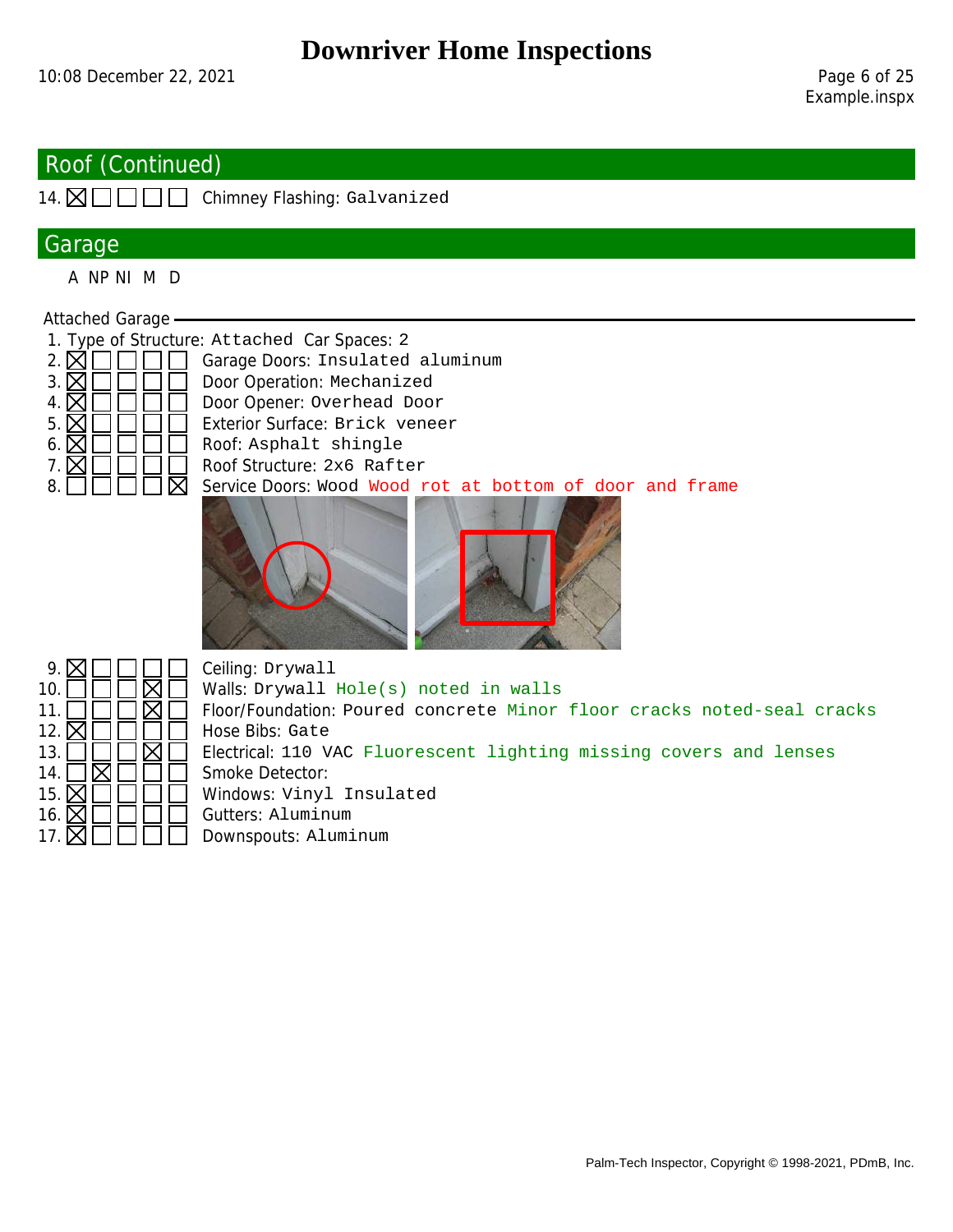## Roof (Continued)

| # | A | NP | NI | M | D | Item |
|---|---|---|---|---|---|---|
| 14. | ☒ | ☐ | ☐ | ☐ | ☐ | Chimney Flashing: Galvanized |

## Garage

### Attached Garage

1. Type of Structure: Attached Car Spaces: 2

| # | A | NP | NI | M | D | Item |
|---|---|---|---|---|---|---|
| 2. | ☒ | ☐ | ☐ | ☐ | ☐ | Garage Doors: Insulated aluminum |
| 3. | ☒ | ☐ | ☐ | ☐ | ☐ | Door Operation: Mechanized |
| 4. | ☒ | ☐ | ☐ | ☐ | ☐ | Door Opener: Overhead Door |
| 5. | ☒ | ☐ | ☐ | ☐ | ☐ | Exterior Surface: Brick veneer |
| 6. | ☒ | ☐ | ☐ | ☐ | ☐ | Roof: Asphalt shingle |
| 7. | ☒ | ☐ | ☐ | ☐ | ☐ | Roof Structure: 2x6 Rafter |
| 8. | ☐ | ☐ | ☐ | ☐ | ☒ | Service Doors: Wood Wood rot at bottom of door and frame |
| 9. | ☒ | ☐ | ☐ | ☐ | ☐ | Ceiling: Drywall |
| 10. | ☐ | ☐ | ☐ | ☒ | ☐ | Walls: Drywall Hole(s) noted in walls |
| 11. | ☐ | ☐ | ☐ | ☒ | ☐ | Floor/Foundation: Poured concrete Minor floor cracks noted-seal cracks |
| 12. | ☒ | ☐ | ☐ | ☐ | ☐ | Hose Bibs: Gate |
| 13. | ☐ | ☐ | ☐ | ☒ | ☐ | Electrical: 110 VAC Fluorescent lighting missing covers and lenses |
| 14. | ☐ | ☒ | ☐ | ☐ | ☐ | Smoke Detector: |
| 15. | ☒ | ☐ | ☐ | ☐ | ☐ | Windows: Vinyl Insulated |
| 16. | ☒ | ☐ | ☐ | ☐ | ☐ | Gutters: Aluminum |
| 17. | ☒ | ☐ | ☐ | ☐ | ☐ | Downspouts: Aluminum |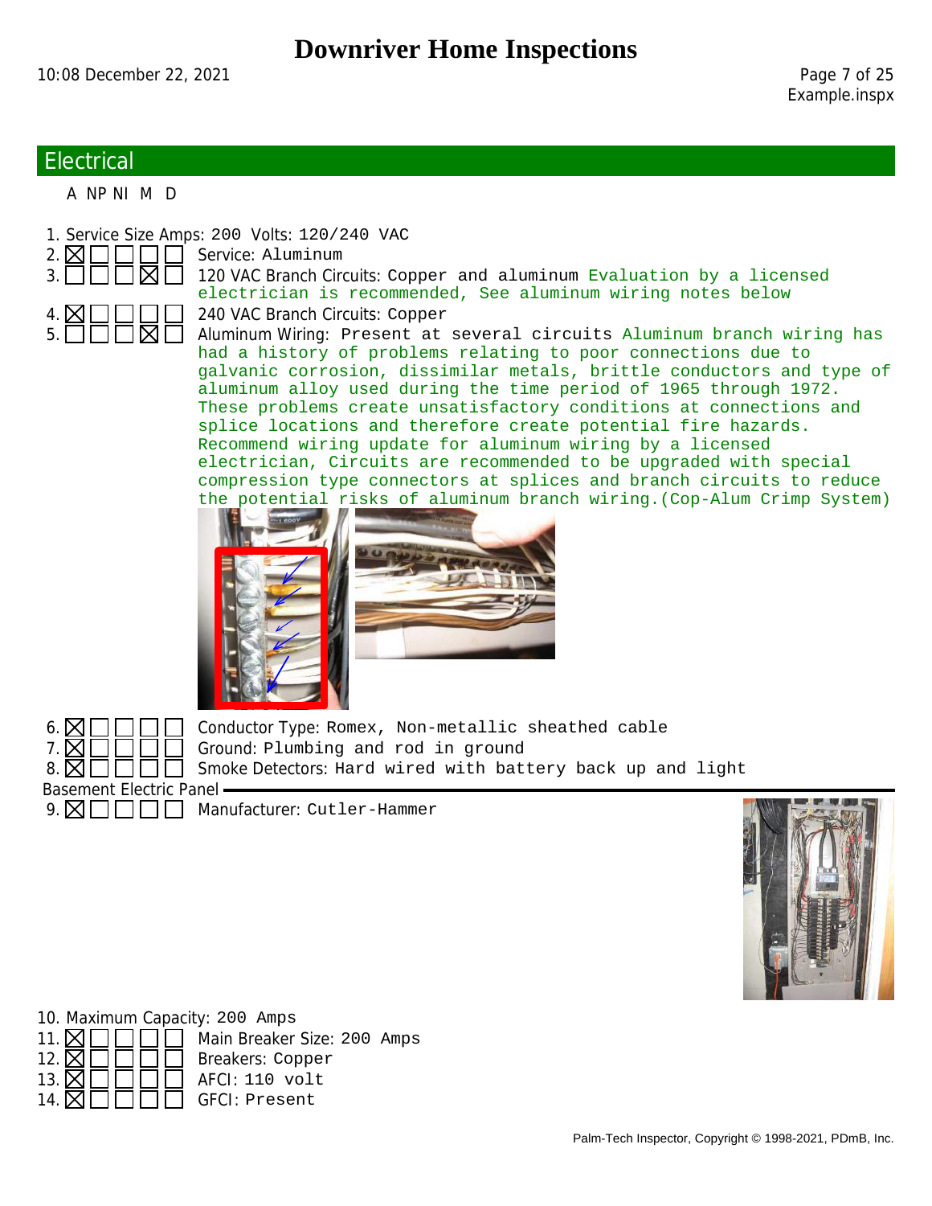## Electrical

| # | A | NP | NI | M | D | Item |
|---|---|---|---|---|---|---|
| 1. | | | | | | Service Size Amps: 200 Volts: 120/240 VAC |
| 2. | ☒ | ☐ | ☐ | ☐ | ☐ | Service: Aluminum |
| 3. | ☐ | ☐ | ☐ | ☒ | ☐ | 120 VAC Branch Circuits: Copper and aluminum Evaluation by a licensed electrician is recommended, See aluminum wiring notes below |
| 4. | ☒ | ☐ | ☐ | ☐ | ☐ | 240 VAC Branch Circuits: Copper |
| 5. | ☐ | ☐ | ☐ | ☒ | ☐ | Aluminum Wiring: Present at several circuits Aluminum branch wiring has had a history of problems relating to poor connections due to galvanic corrosion, dissimilar metals, brittle conductors and type of aluminum alloy used during the time period of 1965 through 1972. These problems create unsatisfactory conditions at connections and splice locations and therefore create potential fire hazards. Recommend wiring update for aluminum wiring by a licensed electrician, Circuits are recommended to be upgraded with special compression type connectors at splices and branch circuits to reduce the potential risks of aluminum branch wiring.(Cop-Alum Crimp System) |
| 6. | ☒ | ☐ | ☐ | ☐ | ☐ | Conductor Type: Romex, Non-metallic sheathed cable |
| 7. | ☒ | ☐ | ☐ | ☐ | ☐ | Ground: Plumbing and rod in ground |
| 8. | ☒ | ☐ | ☐ | ☐ | ☐ | Smoke Detectors: Hard wired with battery back up and light |

### Basement Electric Panel

| # | A | NP | NI | M | D | Item |
|---|---|---|---|---|---|---|
| 9. | ☒ | ☐ | ☐ | ☐ | ☐ | Manufacturer: Cutler-Hammer |
| 10. | | | | | | Maximum Capacity: 200 Amps |
| 11. | ☒ | ☐ | ☐ | ☐ | ☐ | Main Breaker Size: 200 Amps |
| 12. | ☒ | ☐ | ☐ | ☐ | ☐ | Breakers: Copper |
| 13. | ☒ | ☐ | ☐ | ☐ | ☐ | AFCI: 110 volt |
| 14. | ☒ | ☐ | ☐ | ☐ | ☐ | GFCI: Present |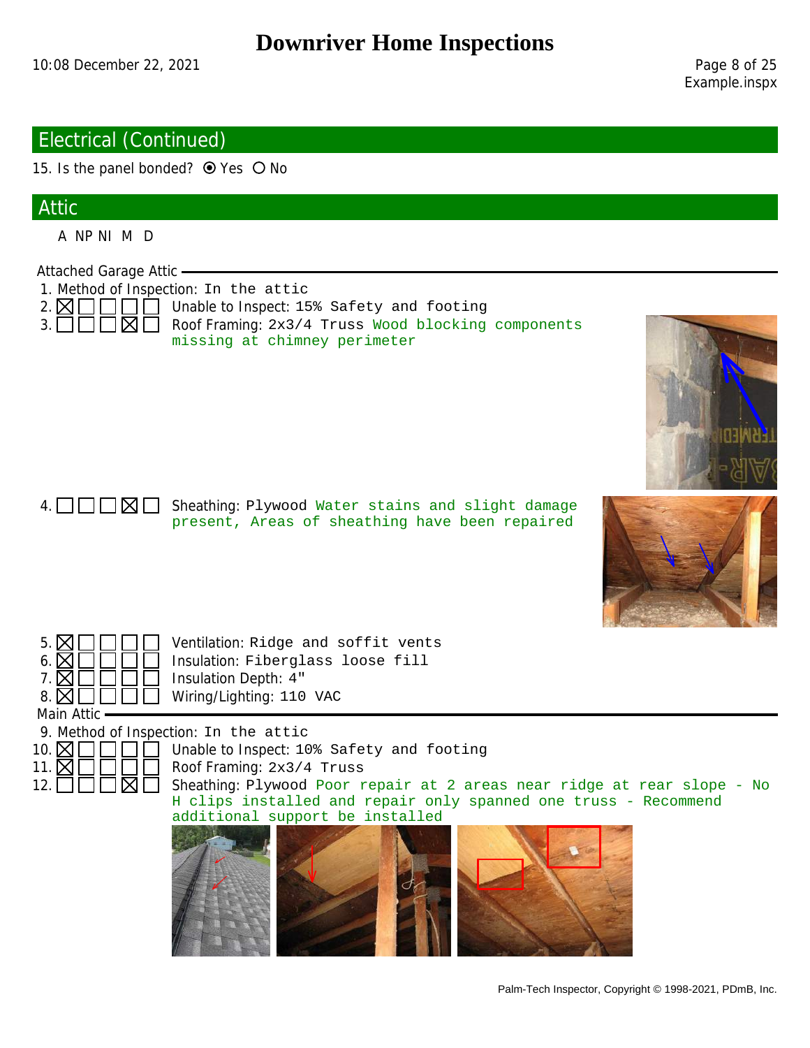## Electrical (Continued)

15. Is the panel bonded? ⦿ Yes ○ No

## Attic

| | A | NP | NI | M | D | |
|---|---|---|---|---|---|---|

### Attached Garage Attic

1. Method of Inspection: In the attic

| # | A | NP | NI | M | D | Item |
|---|---|---|---|---|---|---|
| 2. | ☒ | ☐ | ☐ | ☐ | ☐ | Unable to Inspect: 15% Safety and footing |
| 3. | ☐ | ☐ | ☐ | ☒ | ☐ | Roof Framing: 2x3/4 Truss Wood blocking components missing at chimney perimeter |
| 4. | ☐ | ☐ | ☐ | ☒ | ☐ | Sheathing: Plywood Water stains and slight damage present, Areas of sheathing have been repaired |
| 5. | ☒ | ☐ | ☐ | ☐ | ☐ | Ventilation: Ridge and soffit vents |
| 6. | ☒ | ☐ | ☐ | ☐ | ☐ | Insulation: Fiberglass loose fill |
| 7. | ☒ | ☐ | ☐ | ☐ | ☐ | Insulation Depth: 4" |
| 8. | ☒ | ☐ | ☐ | ☐ | ☐ | Wiring/Lighting: 110 VAC |

### Main Attic

9. Method of Inspection: In the attic

| # | A | NP | NI | M | D | Item |
|---|---|---|---|---|---|---|
| 10. | ☒ | ☐ | ☐ | ☐ | ☐ | Unable to Inspect: 10% Safety and footing |
| 11. | ☒ | ☐ | ☐ | ☐ | ☐ | Roof Framing: 2x3/4 Truss |
| 12. | ☐ | ☐ | ☐ | ☒ | ☐ | Sheathing: Plywood Poor repair at 2 areas near ridge at rear slope - No H clips installed and repair only spanned one truss - Recommend additional support be installed |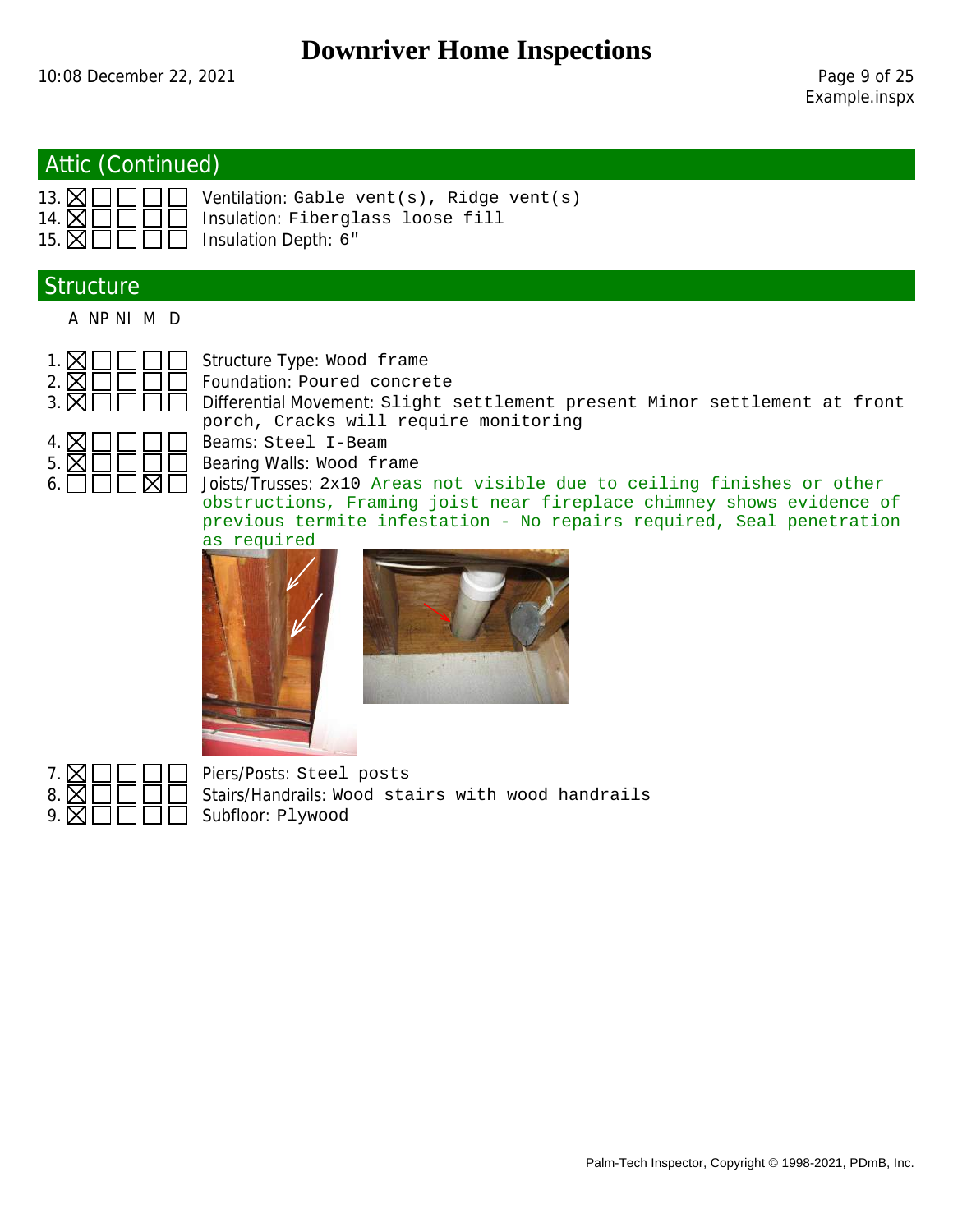## Attic (Continued)

| # | A | NP | NI | M | D | Item |
|---|---|---|---|---|---|---|
| 13. | ☒ | ☐ | ☐ | ☐ | ☐ | Ventilation: Gable vent(s), Ridge vent(s) |
| 14. | ☒ | ☐ | ☐ | ☐ | ☐ | Insulation: Fiberglass loose fill |
| 15. | ☒ | ☐ | ☐ | ☐ | ☐ | Insulation Depth: 6" |

## Structure

| # | A | NP | NI | M | D | Item |
|---|---|---|---|---|---|---|
| 1. | ☒ | ☐ | ☐ | ☐ | ☐ | Structure Type: Wood frame |
| 2. | ☒ | ☐ | ☐ | ☐ | ☐ | Foundation: Poured concrete |
| 3. | ☒ | ☐ | ☐ | ☐ | ☐ | Differential Movement: Slight settlement present Minor settlement at front porch, Cracks will require monitoring |
| 4. | ☒ | ☐ | ☐ | ☐ | ☐ | Beams: Steel I-Beam |
| 5. | ☒ | ☐ | ☐ | ☐ | ☐ | Bearing Walls: Wood frame |
| 6. | ☐ | ☐ | ☐ | ☒ | ☐ | Joists/Trusses: 2x10 Areas not visible due to ceiling finishes or other obstructions, Framing joist near fireplace chimney shows evidence of previous termite infestation - No repairs required, Seal penetration as required |
| 7. | ☒ | ☐ | ☐ | ☐ | ☐ | Piers/Posts: Steel posts |
| 8. | ☒ | ☐ | ☐ | ☐ | ☐ | Stairs/Handrails: Wood stairs with wood handrails |
| 9. | ☒ | ☐ | ☐ | ☐ | ☐ | Subfloor: Plywood |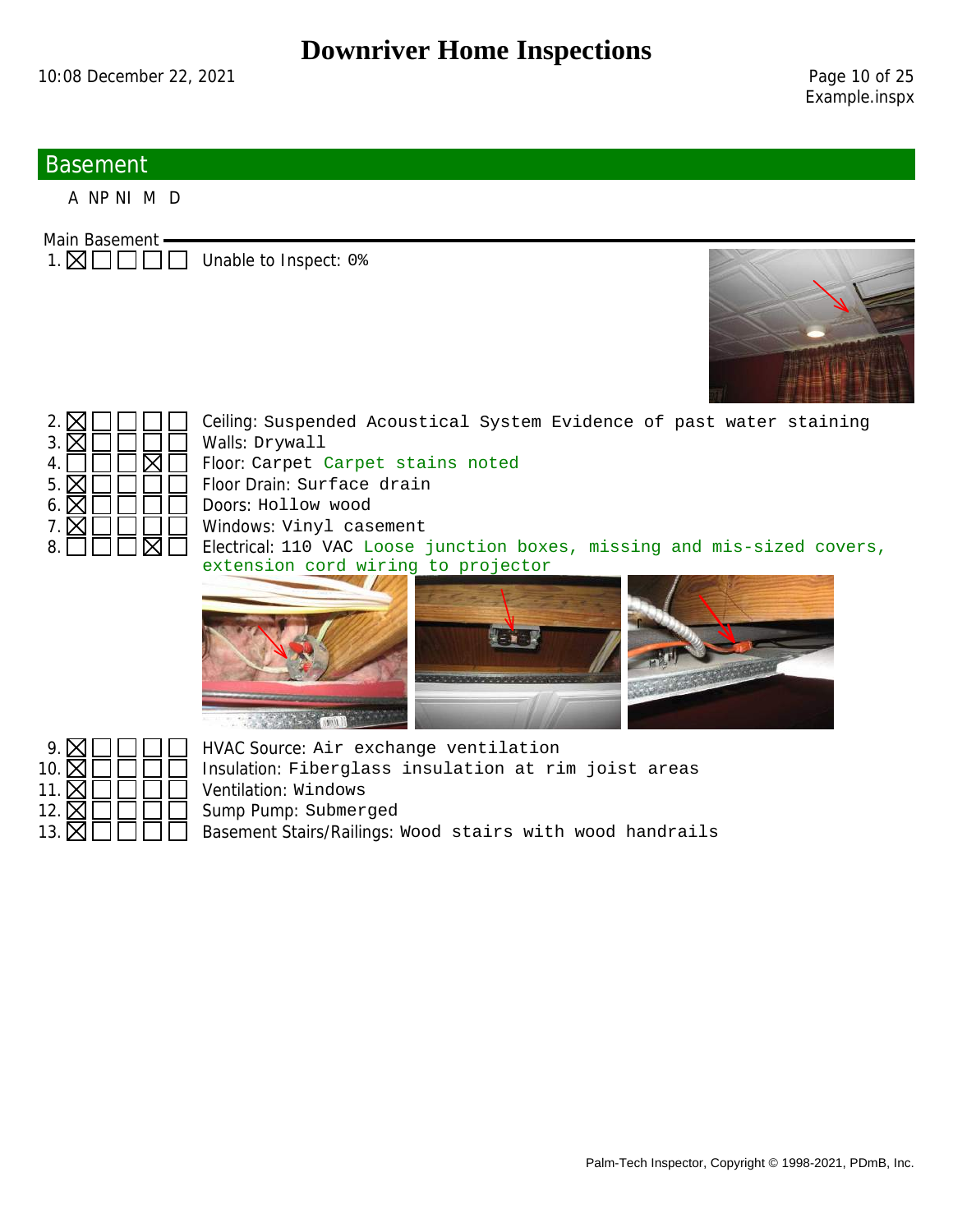## Basement

### Main Basement

| # | A | NP | NI | M | D | Item |
|---|---|---|---|---|---|---|
| 1. | ☒ | ☐ | ☐ | ☐ | ☐ | Unable to Inspect: 0% |
| 2. | ☒ | ☐ | ☐ | ☐ | ☐ | Ceiling: Suspended Acoustical System Evidence of past water staining |
| 3. | ☒ | ☐ | ☐ | ☐ | ☐ | Walls: Drywall |
| 4. | ☐ | ☐ | ☐ | ☒ | ☐ | Floor: Carpet Carpet stains noted |
| 5. | ☒ | ☐ | ☐ | ☐ | ☐ | Floor Drain: Surface drain |
| 6. | ☒ | ☐ | ☐ | ☐ | ☐ | Doors: Hollow wood |
| 7. | ☒ | ☐ | ☐ | ☐ | ☐ | Windows: Vinyl casement |
| 8. | ☐ | ☐ | ☐ | ☒ | ☐ | Electrical: 110 VAC Loose junction boxes, missing and mis-sized covers, extension cord wiring to projector |
| 9. | ☒ | ☐ | ☐ | ☐ | ☐ | HVAC Source: Air exchange ventilation |
| 10. | ☒ | ☐ | ☐ | ☐ | ☐ | Insulation: Fiberglass insulation at rim joist areas |
| 11. | ☒ | ☐ | ☐ | ☐ | ☐ | Ventilation: Windows |
| 12. | ☒ | ☐ | ☐ | ☐ | ☐ | Sump Pump: Submerged |
| 13. | ☒ | ☐ | ☐ | ☐ | ☐ | Basement Stairs/Railings: Wood stairs with wood handrails |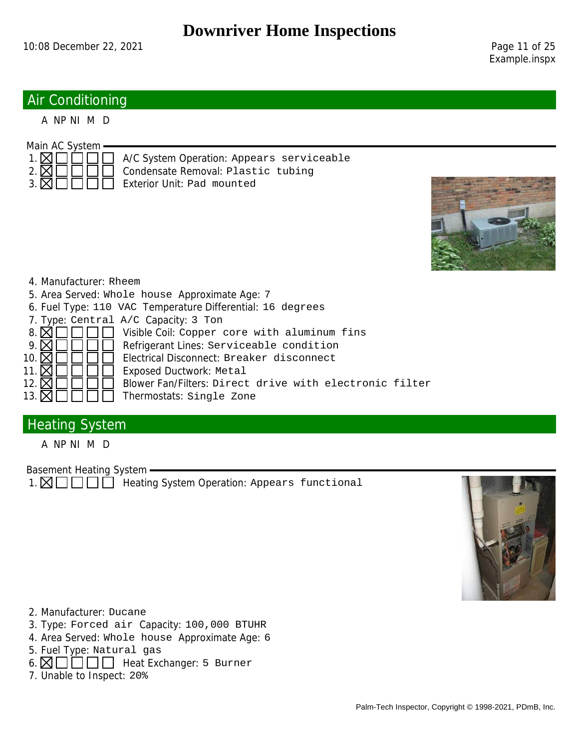## Air Conditioning

A NP NI M D

**Main AC System**

1. ☒ ☐ ☐ ☐ ☐ A/C System Operation: Appears serviceable
2. ☒ ☐ ☐ ☐ ☐ Condensate Removal: Plastic tubing
3. ☒ ☐ ☐ ☐ ☐ Exterior Unit: Pad mounted
4. Manufacturer: Rheem
5. Area Served: Whole house Approximate Age: 7
6. Fuel Type: 110 VAC Temperature Differential: 16 degrees
7. Type: Central A/C Capacity: 3 Ton
8. ☒ ☐ ☐ ☐ ☐ Visible Coil: Copper core with aluminum fins
9. ☒ ☐ ☐ ☐ ☐ Refrigerant Lines: Serviceable condition
10. ☒ ☐ ☐ ☐ ☐ Electrical Disconnect: Breaker disconnect
11. ☒ ☐ ☐ ☐ ☐ Exposed Ductwork: Metal
12. ☒ ☐ ☐ ☐ ☐ Blower Fan/Filters: Direct drive with electronic filter
13. ☒ ☐ ☐ ☐ ☐ Thermostats: Single Zone

## Heating System

A NP NI M D

**Basement Heating System**

1. ☒ ☐ ☐ ☐ ☐ Heating System Operation: Appears functional
2. Manufacturer: Ducane
3. Type: Forced air Capacity: 100,000 BTUHR
4. Area Served: Whole house Approximate Age: 6
5. Fuel Type: Natural gas
6. ☒ ☐ ☐ ☐ ☐ Heat Exchanger: 5 Burner
7. Unable to Inspect: 20%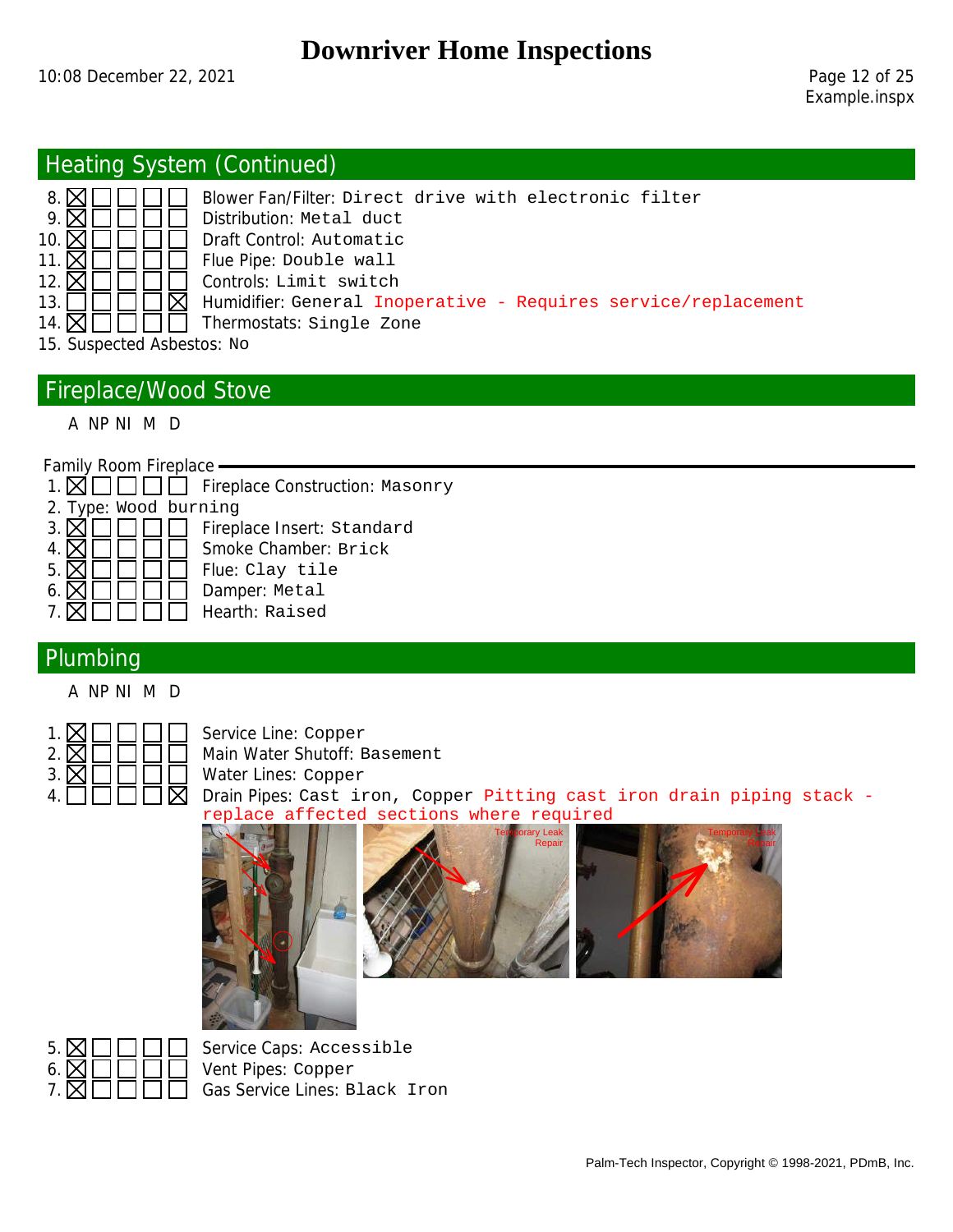## Heating System (Continued)

| # | A | NP | NI | M | D | Item |
|---|---|---|---|---|---|---|
| 8. | ☒ | ☐ | ☐ | ☐ | ☐ | Blower Fan/Filter: Direct drive with electronic filter |
| 9. | ☒ | ☐ | ☐ | ☐ | ☐ | Distribution: Metal duct |
| 10. | ☒ | ☐ | ☐ | ☐ | ☐ | Draft Control: Automatic |
| 11. | ☒ | ☐ | ☐ | ☐ | ☐ | Flue Pipe: Double wall |
| 12. | ☒ | ☐ | ☐ | ☐ | ☐ | Controls: Limit switch |
| 13. | ☐ | ☐ | ☐ | ☐ | ☒ | Humidifier: General Inoperative - Requires service/replacement |
| 14. | ☒ | ☐ | ☐ | ☐ | ☐ | Thermostats: Single Zone |

15. Suspected Asbestos: No

## Fireplace/Wood Stove

### Family Room Fireplace

| # | A | NP | NI | M | D | Item |
|---|---|---|---|---|---|---|
| 1. | ☒ | ☐ | ☐ | ☐ | ☐ | Fireplace Construction: Masonry |

2. Type: Wood burning

| # | A | NP | NI | M | D | Item |
|---|---|---|---|---|---|---|
| 3. | ☒ | ☐ | ☐ | ☐ | ☐ | Fireplace Insert: Standard |
| 4. | ☒ | ☐ | ☐ | ☐ | ☐ | Smoke Chamber: Brick |
| 5. | ☒ | ☐ | ☐ | ☐ | ☐ | Flue: Clay tile |
| 6. | ☒ | ☐ | ☐ | ☐ | ☐ | Damper: Metal |
| 7. | ☒ | ☐ | ☐ | ☐ | ☐ | Hearth: Raised |

## Plumbing

| # | A | NP | NI | M | D | Item |
|---|---|---|---|---|---|---|
| 1. | ☒ | ☐ | ☐ | ☐ | ☐ | Service Line: Copper |
| 2. | ☒ | ☐ | ☐ | ☐ | ☐ | Main Water Shutoff: Basement |
| 3. | ☒ | ☐ | ☐ | ☐ | ☐ | Water Lines: Copper |
| 4. | ☐ | ☐ | ☐ | ☐ | ☒ | Drain Pipes: Cast iron, Copper Pitting cast iron drain piping stack - replace affected sections where required |
| 5. | ☒ | ☐ | ☐ | ☐ | ☐ | Service Caps: Accessible |
| 6. | ☒ | ☐ | ☐ | ☐ | ☐ | Vent Pipes: Copper |
| 7. | ☒ | ☐ | ☐ | ☐ | ☐ | Gas Service Lines: Black Iron |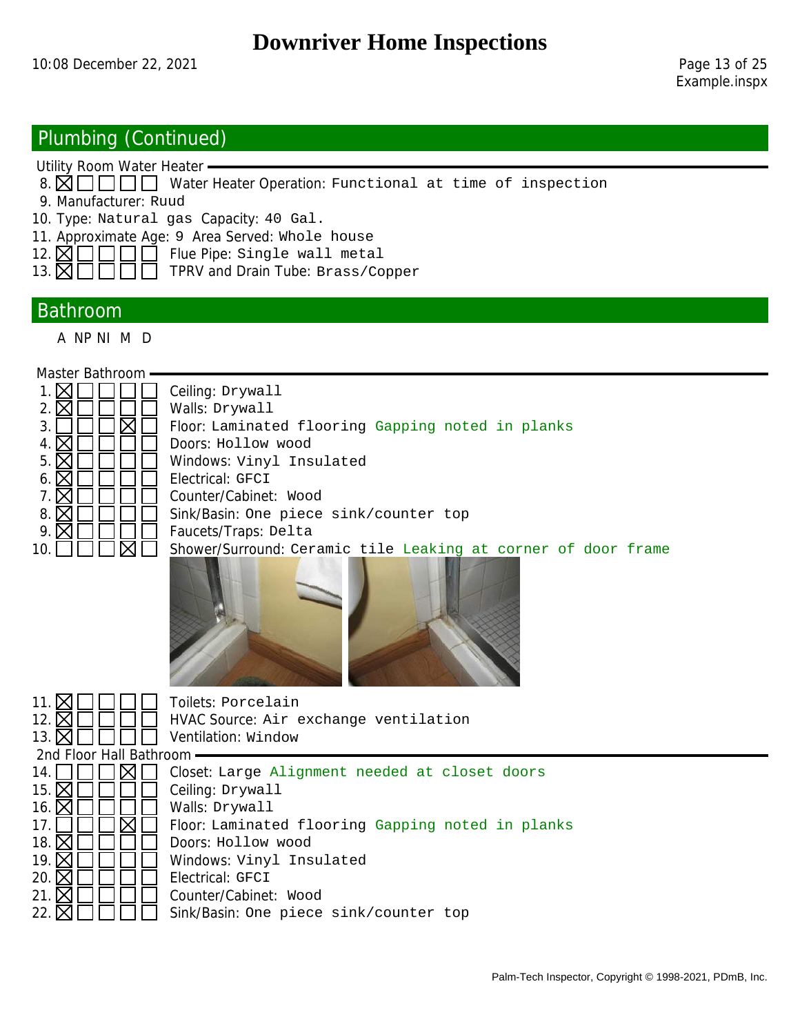## Plumbing (Continued)

### Utility Room Water Heater

8. ☒ ☐ ☐ ☐ ☐ Water Heater Operation: Functional at time of inspection
9. Manufacturer: Ruud
10. Type: Natural gas Capacity: 40 Gal.
11. Approximate Age: 9 Area Served: Whole house
12. ☒ ☐ ☐ ☐ ☐ Flue Pipe: Single wall metal
13. ☒ ☐ ☐ ☐ ☐ TPRV and Drain Tube: Brass/Copper

## Bathroom

A NP NI M D

### Master Bathroom

1. ☒ ☐ ☐ ☐ ☐ Ceiling: Drywall
2. ☒ ☐ ☐ ☐ ☐ Walls: Drywall
3. ☐ ☐ ☐ ☒ ☐ Floor: Laminated flooring Gapping noted in planks
4. ☒ ☐ ☐ ☐ ☐ Doors: Hollow wood
5. ☒ ☐ ☐ ☐ ☐ Windows: Vinyl Insulated
6. ☒ ☐ ☐ ☐ ☐ Electrical: GFCI
7. ☒ ☐ ☐ ☐ ☐ Counter/Cabinet: Wood
8. ☒ ☐ ☐ ☐ ☐ Sink/Basin: One piece sink/counter top
9. ☒ ☐ ☐ ☐ ☐ Faucets/Traps: Delta
10. ☐ ☐ ☐ ☒ ☐ Shower/Surround: Ceramic tile Leaking at corner of door frame
11. ☒ ☐ ☐ ☐ ☐ Toilets: Porcelain
12. ☒ ☐ ☐ ☐ ☐ HVAC Source: Air exchange ventilation
13. ☒ ☐ ☐ ☐ ☐ Ventilation: Window

### 2nd Floor Hall Bathroom

14. ☐ ☐ ☐ ☒ ☐ Closet: Large Alignment needed at closet doors
15. ☒ ☐ ☐ ☐ ☐ Ceiling: Drywall
16. ☒ ☐ ☐ ☐ ☐ Walls: Drywall
17. ☐ ☐ ☐ ☒ ☐ Floor: Laminated flooring Gapping noted in planks
18. ☒ ☐ ☐ ☐ ☐ Doors: Hollow wood
19. ☒ ☐ ☐ ☐ ☐ Windows: Vinyl Insulated
20. ☒ ☐ ☐ ☐ ☐ Electrical: GFCI
21. ☒ ☐ ☐ ☐ ☐ Counter/Cabinet: Wood
22. ☒ ☐ ☐ ☐ ☐ Sink/Basin: One piece sink/counter top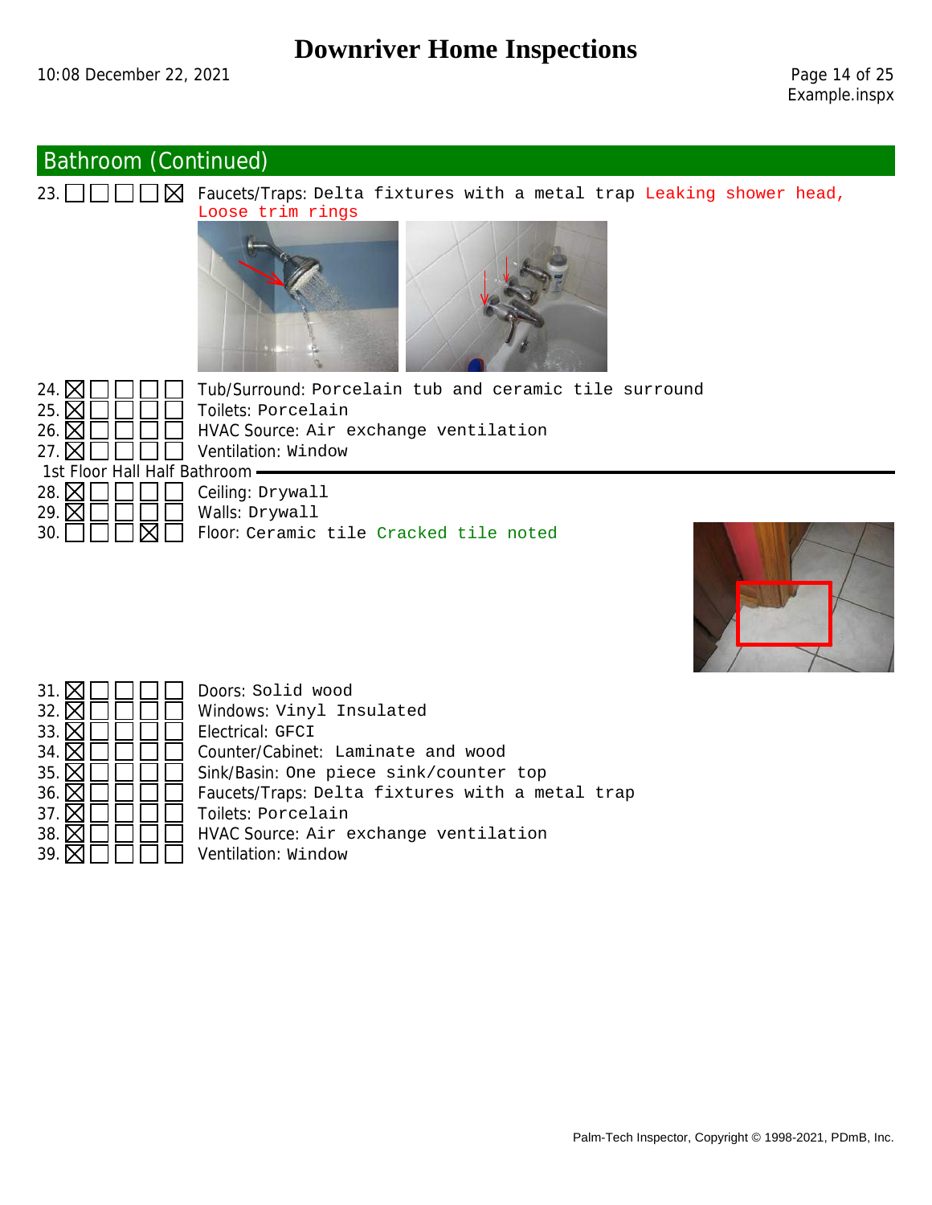## Bathroom (Continued)

23. ☐ ☐ ☐ ☐ ☒ Faucets/Traps: Delta fixtures with a metal trap Leaking shower head, Loose trim rings

24. ☒ ☐ ☐ ☐ ☐ Tub/Surround: Porcelain tub and ceramic tile surround
25. ☒ ☐ ☐ ☐ ☐ Toilets: Porcelain
26. ☒ ☐ ☐ ☐ ☐ HVAC Source: Air exchange ventilation
27. ☒ ☐ ☐ ☐ ☐ Ventilation: Window

### 1st Floor Hall Half Bathroom

28. ☒ ☐ ☐ ☐ ☐ Ceiling: Drywall
29. ☒ ☐ ☐ ☐ ☐ Walls: Drywall
30. ☐ ☐ ☐ ☒ ☐ Floor: Ceramic tile Cracked tile noted

31. ☒ ☐ ☐ ☐ ☐ Doors: Solid wood
32. ☒ ☐ ☐ ☐ ☐ Windows: Vinyl Insulated
33. ☒ ☐ ☐ ☐ ☐ Electrical: GFCI
34. ☒ ☐ ☐ ☐ ☐ Counter/Cabinet: Laminate and wood
35. ☒ ☐ ☐ ☐ ☐ Sink/Basin: One piece sink/counter top
36. ☒ ☐ ☐ ☐ ☐ Faucets/Traps: Delta fixtures with a metal trap
37. ☒ ☐ ☐ ☐ ☐ Toilets: Porcelain
38. ☒ ☐ ☐ ☐ ☐ HVAC Source: Air exchange ventilation
39. ☒ ☐ ☐ ☐ ☐ Ventilation: Window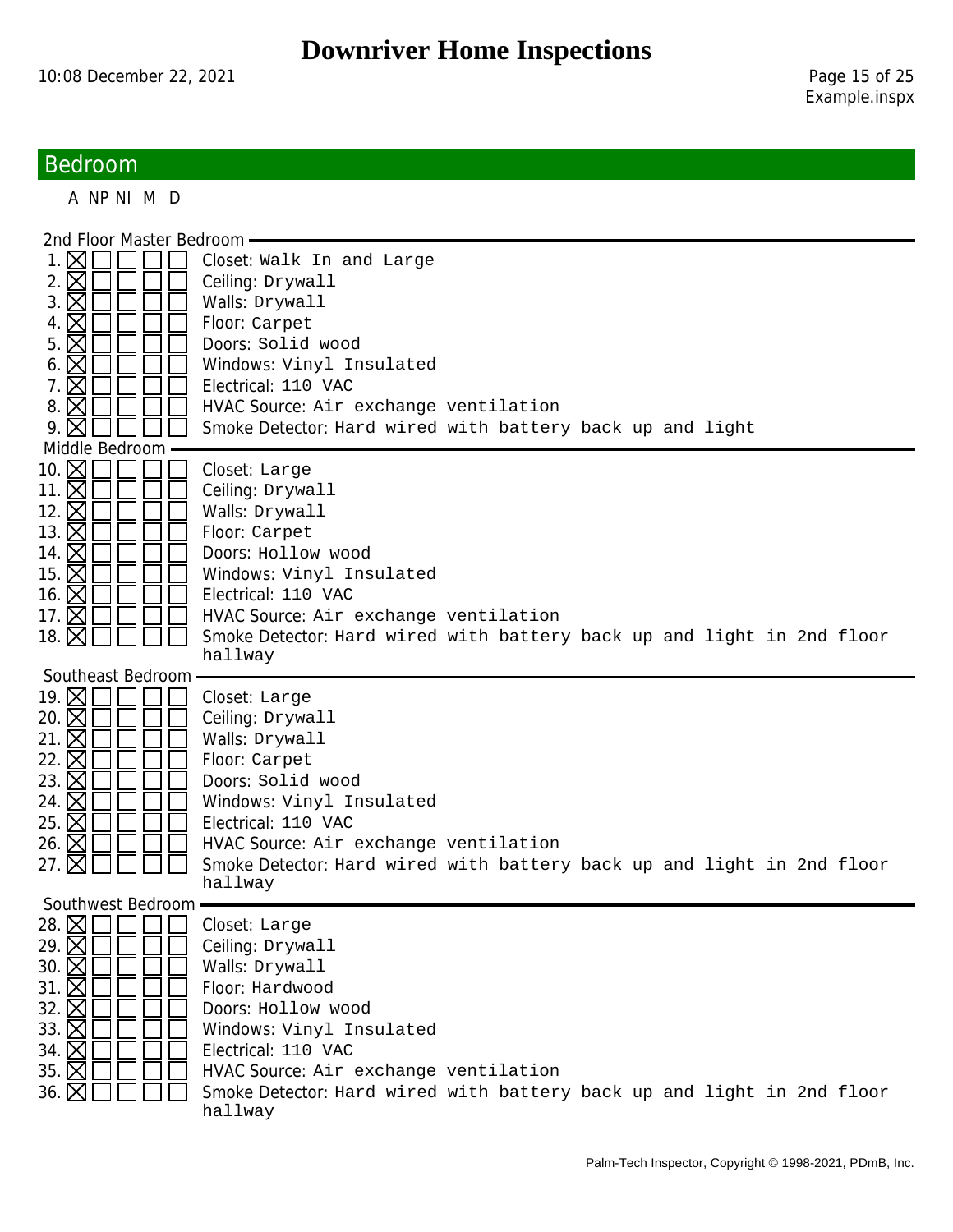## Bedroom

| # | A | NP | NI | M | D | Item |
|---|---|---|---|---|---|---|
| **2nd Floor Master Bedroom** | | | | | | |
| 1. | ☒ | ☐ | ☐ | ☐ | ☐ | Closet: Walk In and Large |
| 2. | ☒ | ☐ | ☐ | ☐ | ☐ | Ceiling: Drywall |
| 3. | ☒ | ☐ | ☐ | ☐ | ☐ | Walls: Drywall |
| 4. | ☒ | ☐ | ☐ | ☐ | ☐ | Floor: Carpet |
| 5. | ☒ | ☐ | ☐ | ☐ | ☐ | Doors: Solid wood |
| 6. | ☒ | ☐ | ☐ | ☐ | ☐ | Windows: Vinyl Insulated |
| 7. | ☒ | ☐ | ☐ | ☐ | ☐ | Electrical: 110 VAC |
| 8. | ☒ | ☐ | ☐ | ☐ | ☐ | HVAC Source: Air exchange ventilation |
| 9. | ☒ | ☐ | ☐ | ☐ | ☐ | Smoke Detector: Hard wired with battery back up and light |
| **Middle Bedroom** | | | | | | |
| 10. | ☒ | ☐ | ☐ | ☐ | ☐ | Closet: Large |
| 11. | ☒ | ☐ | ☐ | ☐ | ☐ | Ceiling: Drywall |
| 12. | ☒ | ☐ | ☐ | ☐ | ☐ | Walls: Drywall |
| 13. | ☒ | ☐ | ☐ | ☐ | ☐ | Floor: Carpet |
| 14. | ☒ | ☐ | ☐ | ☐ | ☐ | Doors: Hollow wood |
| 15. | ☒ | ☐ | ☐ | ☐ | ☐ | Windows: Vinyl Insulated |
| 16. | ☒ | ☐ | ☐ | ☐ | ☐ | Electrical: 110 VAC |
| 17. | ☒ | ☐ | ☐ | ☐ | ☐ | HVAC Source: Air exchange ventilation |
| 18. | ☒ | ☐ | ☐ | ☐ | ☐ | Smoke Detector: Hard wired with battery back up and light in 2nd floor hallway |
| **Southeast Bedroom** | | | | | | |
| 19. | ☒ | ☐ | ☐ | ☐ | ☐ | Closet: Large |
| 20. | ☒ | ☐ | ☐ | ☐ | ☐ | Ceiling: Drywall |
| 21. | ☒ | ☐ | ☐ | ☐ | ☐ | Walls: Drywall |
| 22. | ☒ | ☐ | ☐ | ☐ | ☐ | Floor: Carpet |
| 23. | ☒ | ☐ | ☐ | ☐ | ☐ | Doors: Solid wood |
| 24. | ☒ | ☐ | ☐ | ☐ | ☐ | Windows: Vinyl Insulated |
| 25. | ☒ | ☐ | ☐ | ☐ | ☐ | Electrical: 110 VAC |
| 26. | ☒ | ☐ | ☐ | ☐ | ☐ | HVAC Source: Air exchange ventilation |
| 27. | ☒ | ☐ | ☐ | ☐ | ☐ | Smoke Detector: Hard wired with battery back up and light in 2nd floor hallway |
| **Southwest Bedroom** | | | | | | |
| 28. | ☒ | ☐ | ☐ | ☐ | ☐ | Closet: Large |
| 29. | ☒ | ☐ | ☐ | ☐ | ☐ | Ceiling: Drywall |
| 30. | ☒ | ☐ | ☐ | ☐ | ☐ | Walls: Drywall |
| 31. | ☒ | ☐ | ☐ | ☐ | ☐ | Floor: Hardwood |
| 32. | ☒ | ☐ | ☐ | ☐ | ☐ | Doors: Hollow wood |
| 33. | ☒ | ☐ | ☐ | ☐ | ☐ | Windows: Vinyl Insulated |
| 34. | ☒ | ☐ | ☐ | ☐ | ☐ | Electrical: 110 VAC |
| 35. | ☒ | ☐ | ☐ | ☐ | ☐ | HVAC Source: Air exchange ventilation |
| 36. | ☒ | ☐ | ☐ | ☐ | ☐ | Smoke Detector: Hard wired with battery back up and light in 2nd floor hallway |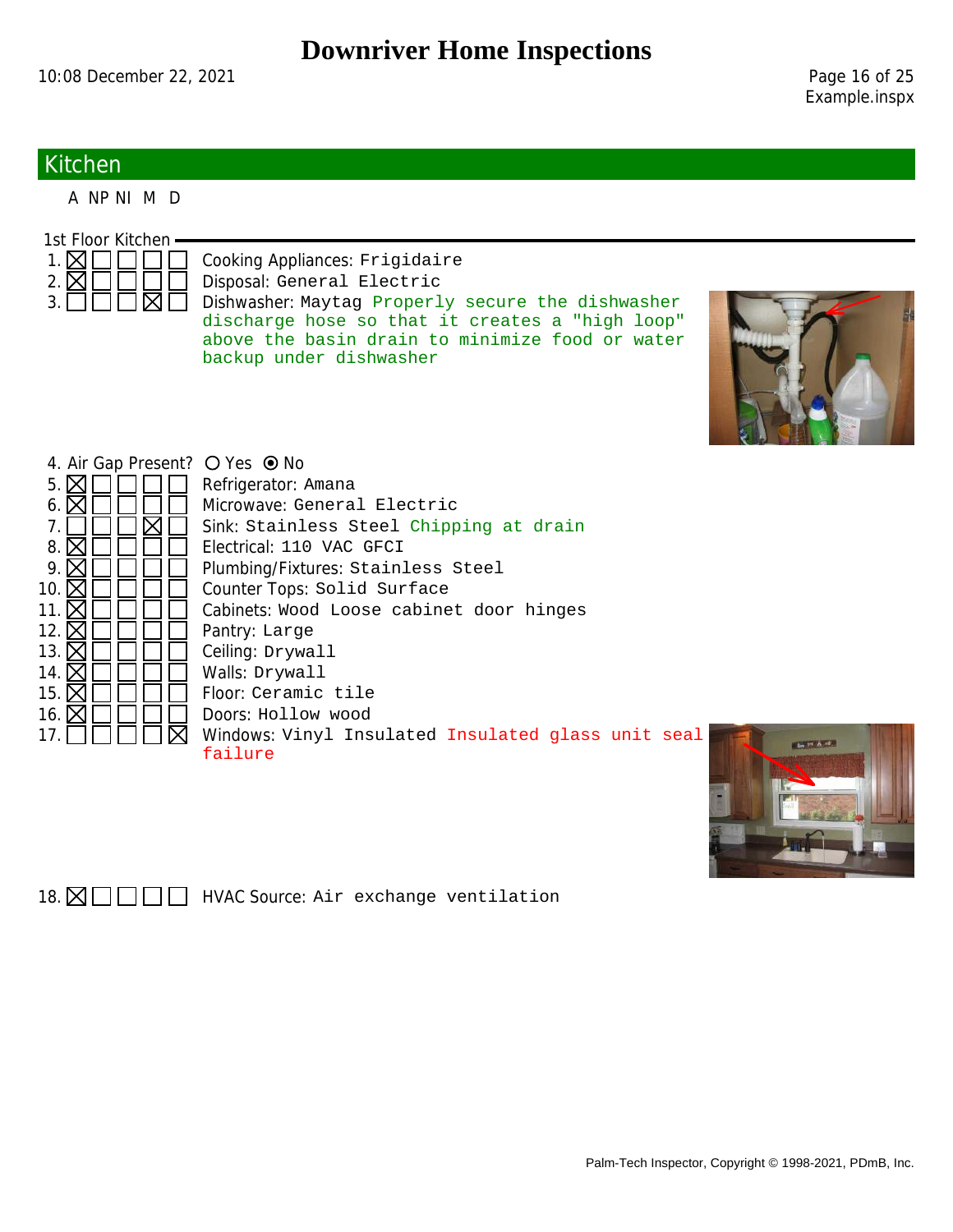# Downriver Home Inspections

## Kitchen

A NP NI M D

### 1st Floor Kitchen

| # | A | NP | NI | M | D | Item |
|---|---|---|---|---|---|---|
| 1. | ☒ | ☐ | ☐ | ☐ | ☐ | Cooking Appliances: Frigidaire |
| 2. | ☒ | ☐ | ☐ | ☐ | ☐ | Disposal: General Electric |
| 3. | ☐ | ☐ | ☐ | ☒ | ☐ | Dishwasher: Maytag Properly secure the dishwasher discharge hose so that it creates a "high loop" above the basin drain to minimize food or water backup under dishwasher |

4. Air Gap Present? ○ Yes ◉ No

| # | A | NP | NI | M | D | Item |
|---|---|---|---|---|---|---|
| 5. | ☒ | ☐ | ☐ | ☐ | ☐ | Refrigerator: Amana |
| 6. | ☒ | ☐ | ☐ | ☐ | ☐ | Microwave: General Electric |
| 7. | ☐ | ☐ | ☐ | ☒ | ☐ | Sink: Stainless Steel Chipping at drain |
| 8. | ☒ | ☐ | ☐ | ☐ | ☐ | Electrical: 110 VAC GFCI |
| 9. | ☒ | ☐ | ☐ | ☐ | ☐ | Plumbing/Fixtures: Stainless Steel |
| 10. | ☒ | ☐ | ☐ | ☐ | ☐ | Counter Tops: Solid Surface |
| 11. | ☒ | ☐ | ☐ | ☐ | ☐ | Cabinets: Wood Loose cabinet door hinges |
| 12. | ☒ | ☐ | ☐ | ☐ | ☐ | Pantry: Large |
| 13. | ☒ | ☐ | ☐ | ☐ | ☐ | Ceiling: Drywall |
| 14. | ☒ | ☐ | ☐ | ☐ | ☐ | Walls: Drywall |
| 15. | ☒ | ☐ | ☐ | ☐ | ☐ | Floor: Ceramic tile |
| 16. | ☒ | ☐ | ☐ | ☐ | ☐ | Doors: Hollow wood |
| 17. | ☐ | ☐ | ☐ | ☐ | ☒ | Windows: Vinyl Insulated Insulated glass unit seal failure |
| 18. | ☒ | ☐ | ☐ | ☐ | ☐ | HVAC Source: Air exchange ventilation |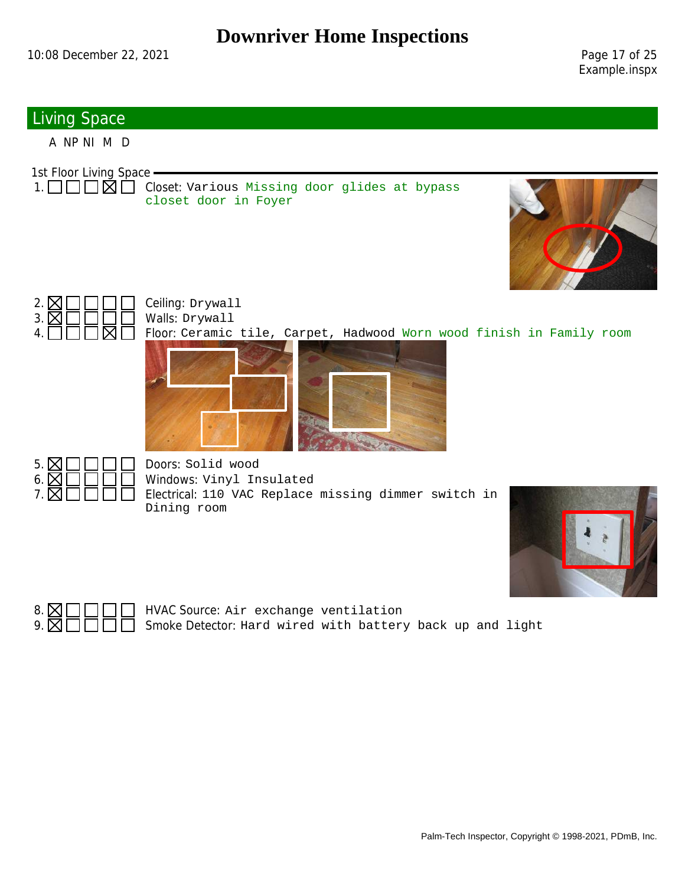## Living Space

A NP NI M D

### 1st Floor Living Space

1. ☐ ☐ ☐ ☒ ☐ Closet: Various Missing door glides at bypass closet door in Foyer

2. ☒ ☐ ☐ ☐ ☐ Ceiling: Drywall

3. ☒ ☐ ☐ ☐ ☐ Walls: Drywall

4. ☐ ☐ ☐ ☒ ☐ Floor: Ceramic tile, Carpet, Hadwood Worn wood finish in Family room

5. ☒ ☐ ☐ ☐ ☐ Doors: Solid wood

6. ☒ ☐ ☐ ☐ ☐ Windows: Vinyl Insulated

7. ☒ ☐ ☐ ☐ ☐ Electrical: 110 VAC Replace missing dimmer switch in Dining room

8. ☒ ☐ ☐ ☐ ☐ HVAC Source: Air exchange ventilation

9. ☒ ☐ ☐ ☐ ☐ Smoke Detector: Hard wired with battery back up and light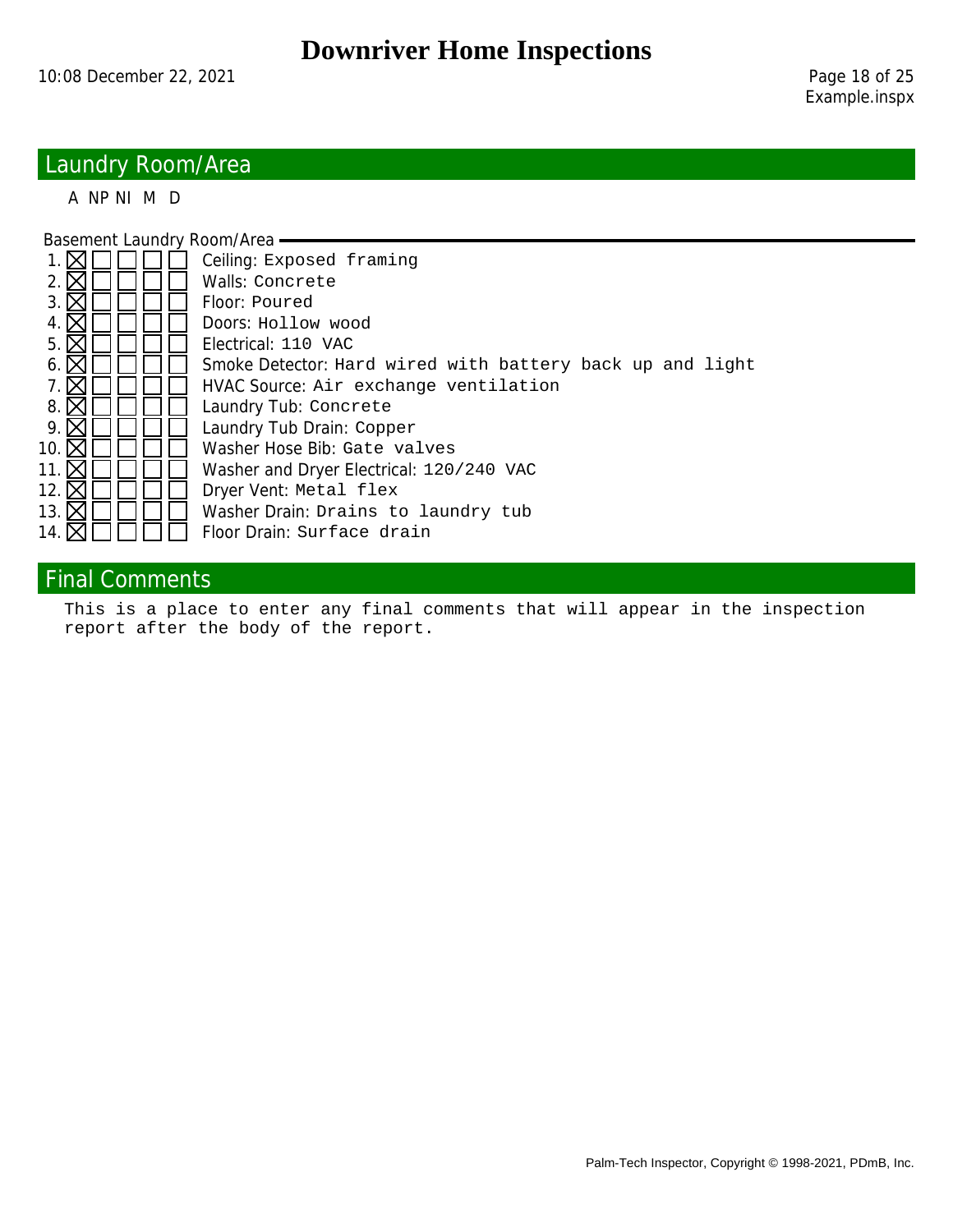## Laundry Room/Area

### Basement Laundry Room/Area

| # | A | NP | NI | M | D | Item |
|---|---|---|---|---|---|---|
| 1. | ☒ | ☐ | ☐ | ☐ | ☐ | Ceiling: Exposed framing |
| 2. | ☒ | ☐ | ☐ | ☐ | ☐ | Walls: Concrete |
| 3. | ☒ | ☐ | ☐ | ☐ | ☐ | Floor: Poured |
| 4. | ☒ | ☐ | ☐ | ☐ | ☐ | Doors: Hollow wood |
| 5. | ☒ | ☐ | ☐ | ☐ | ☐ | Electrical: 110 VAC |
| 6. | ☒ | ☐ | ☐ | ☐ | ☐ | Smoke Detector: Hard wired with battery back up and light |
| 7. | ☒ | ☐ | ☐ | ☐ | ☐ | HVAC Source: Air exchange ventilation |
| 8. | ☒ | ☐ | ☐ | ☐ | ☐ | Laundry Tub: Concrete |
| 9. | ☒ | ☐ | ☐ | ☐ | ☐ | Laundry Tub Drain: Copper |
| 10. | ☒ | ☐ | ☐ | ☐ | ☐ | Washer Hose Bib: Gate valves |
| 11. | ☒ | ☐ | ☐ | ☐ | ☐ | Washer and Dryer Electrical: 120/240 VAC |
| 12. | ☒ | ☐ | ☐ | ☐ | ☐ | Dryer Vent: Metal flex |
| 13. | ☒ | ☐ | ☐ | ☐ | ☐ | Washer Drain: Drains to laundry tub |
| 14. | ☒ | ☐ | ☐ | ☐ | ☐ | Floor Drain: Surface drain |

## Final Comments

This is a place to enter any final comments that will appear in the inspection report after the body of the report.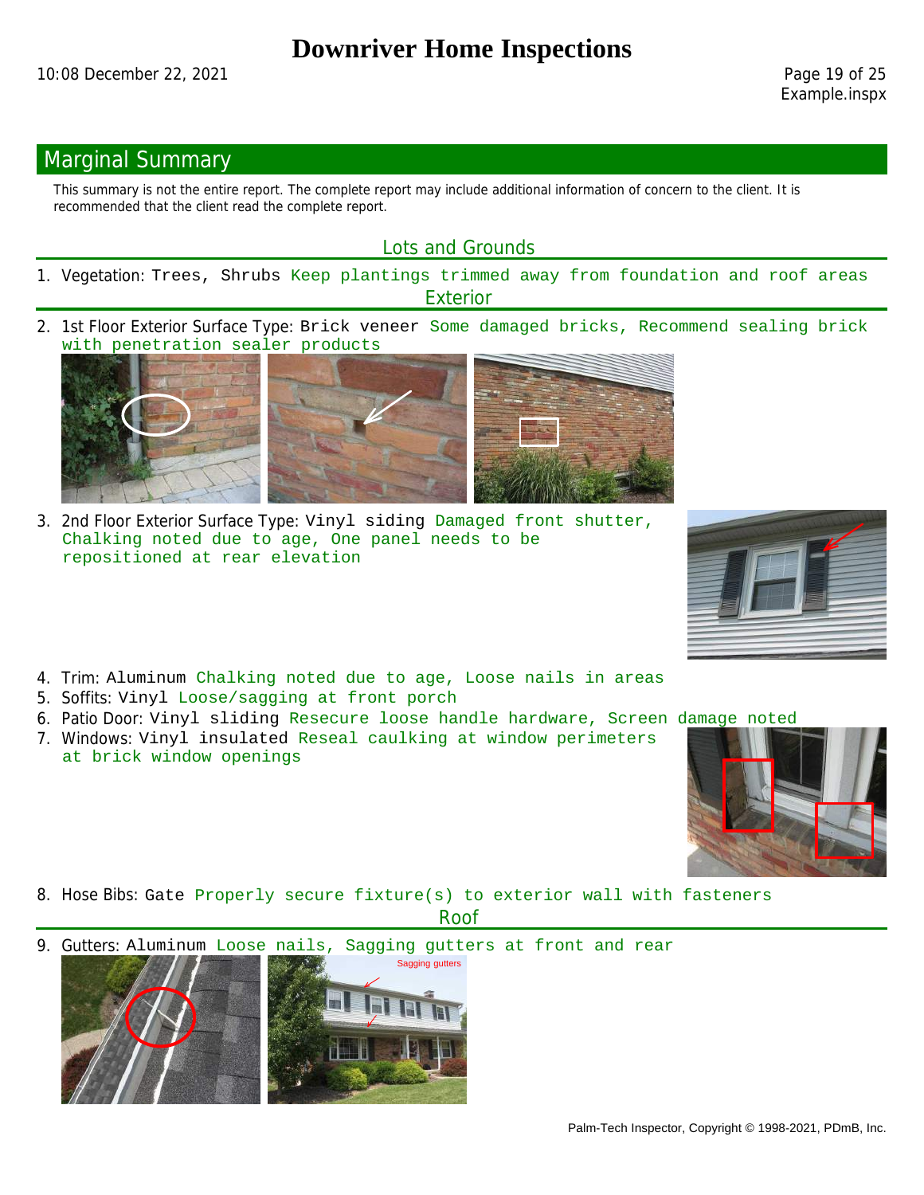## Marginal Summary

This summary is not the entire report. The complete report may include additional information of concern to the client. It is recommended that the client read the complete report.

### Lots and Grounds

1. Vegetation: Trees, Shrubs Keep plantings trimmed away from foundation and roof areas

### Exterior

2. 1st Floor Exterior Surface Type: Brick veneer Some damaged bricks, Recommend sealing brick with penetration sealer products
3. 2nd Floor Exterior Surface Type: Vinyl siding Damaged front shutter, Chalking noted due to age, One panel needs to be repositioned at rear elevation
4. Trim: Aluminum Chalking noted due to age, Loose nails in areas
5. Soffits: Vinyl Loose/sagging at front porch
6. Patio Door: Vinyl sliding Resecure loose handle hardware, Screen damage noted
7. Windows: Vinyl insulated Reseal caulking at window perimeters at brick window openings
8. Hose Bibs: Gate Properly secure fixture(s) to exterior wall with fasteners

### Roof

9. Gutters: Aluminum Loose nails, Sagging gutters at front and rear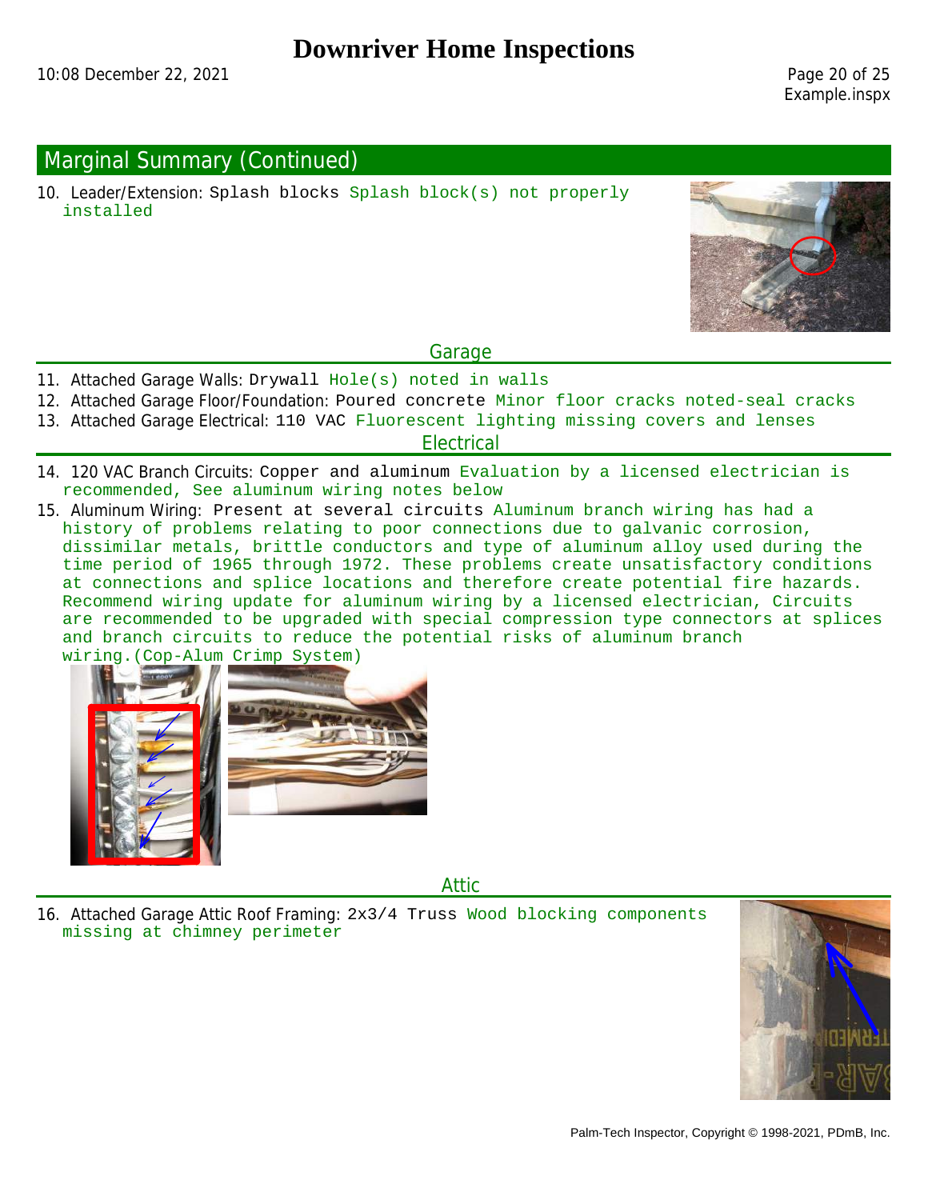## Marginal Summary (Continued)

10. Leader/Extension: Splash blocks Splash block(s) not properly installed

### Garage

11. Attached Garage Walls: Drywall Hole(s) noted in walls
12. Attached Garage Floor/Foundation: Poured concrete Minor floor cracks noted-seal cracks
13. Attached Garage Electrical: 110 VAC Fluorescent lighting missing covers and lenses

### Electrical

14. 120 VAC Branch Circuits: Copper and aluminum Evaluation by a licensed electrician is recommended, See aluminum wiring notes below
15. Aluminum Wiring: Present at several circuits Aluminum branch wiring has had a history of problems relating to poor connections due to galvanic corrosion, dissimilar metals, brittle conductors and type of aluminum alloy used during the time period of 1965 through 1972. These problems create unsatisfactory conditions at connections and splice locations and therefore create potential fire hazards. Recommend wiring update for aluminum wiring by a licensed electrician, Circuits are recommended to be upgraded with special compression type connectors at splices and branch circuits to reduce the potential risks of aluminum branch wiring.(Cop-Alum Crimp System)

### Attic

16. Attached Garage Attic Roof Framing: 2x3/4 Truss Wood blocking components missing at chimney perimeter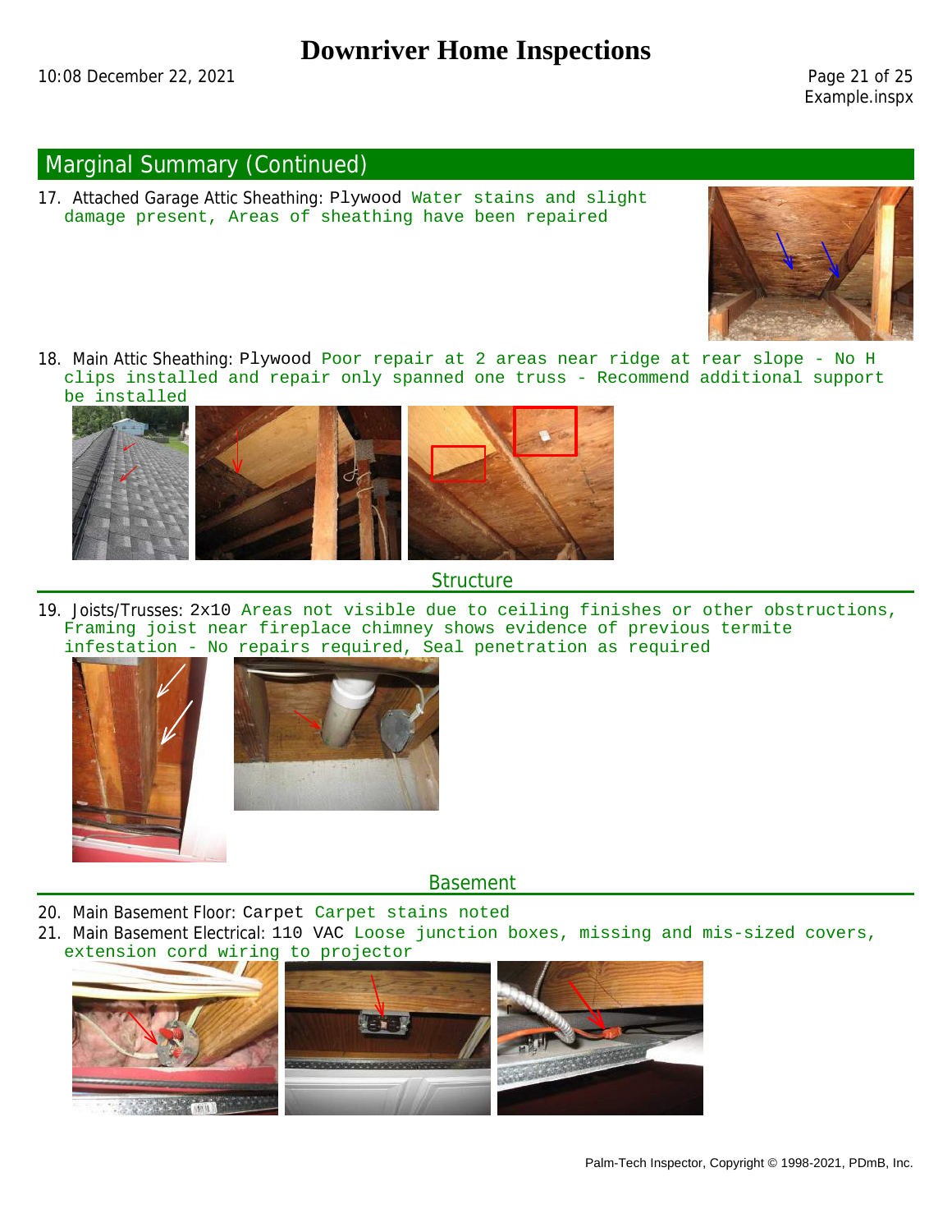## Marginal Summary (Continued)

17. Attached Garage Attic Sheathing: Plywood Water stains and slight damage present, Areas of sheathing have been repaired

18. Main Attic Sheathing: Plywood Poor repair at 2 areas near ridge at rear slope - No H clips installed and repair only spanned one truss - Recommend additional support be installed

### Structure

19. Joists/Trusses: 2x10 Areas not visible due to ceiling finishes or other obstructions, Framing joist near fireplace chimney shows evidence of previous termite infestation - No repairs required, Seal penetration as required

### Basement

20. Main Basement Floor: Carpet Carpet stains noted
21. Main Basement Electrical: 110 VAC Loose junction boxes, missing and mis-sized covers, extension cord wiring to projector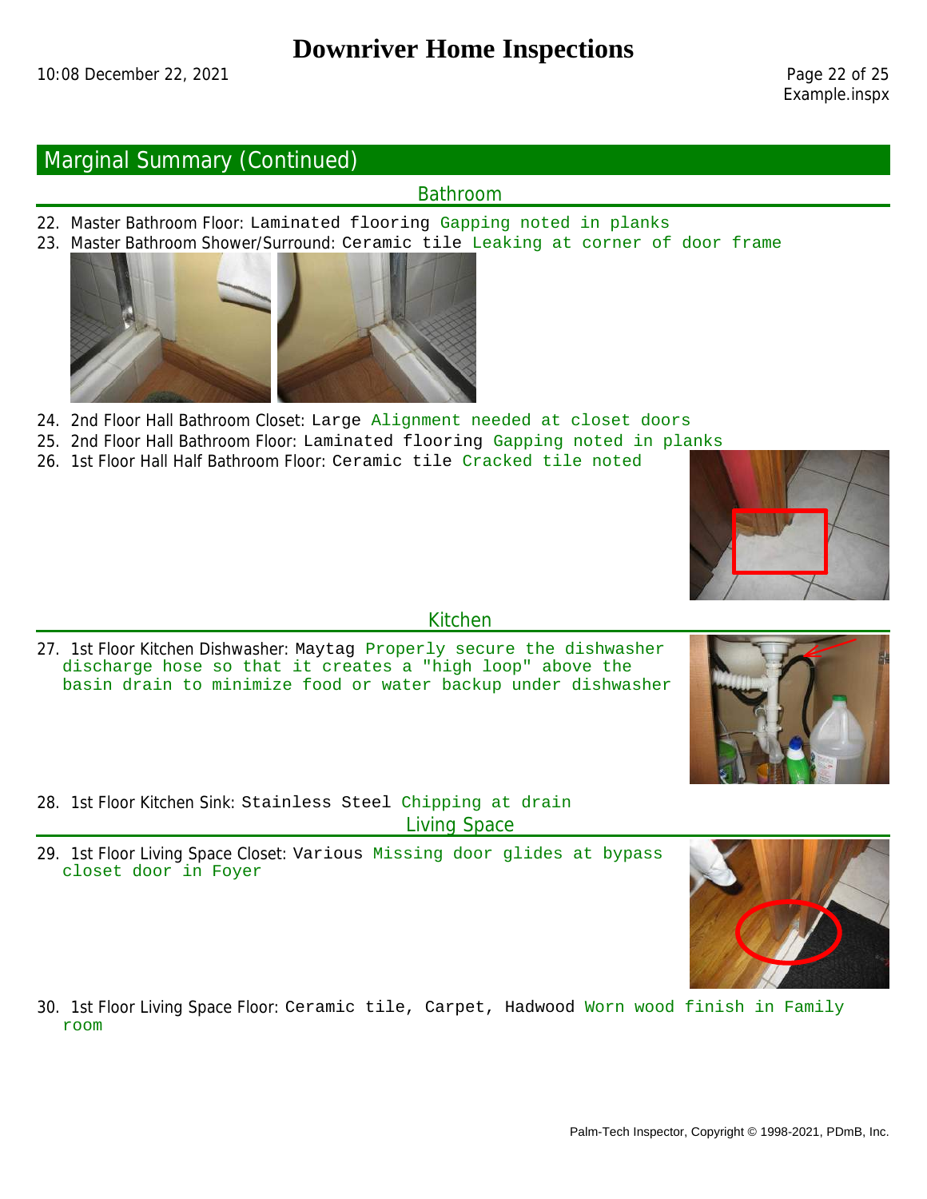## Marginal Summary (Continued)

### Bathroom

22. Master Bathroom Floor: Laminated flooring Gapping noted in planks
23. Master Bathroom Shower/Surround: Ceramic tile Leaking at corner of door frame
24. 2nd Floor Hall Bathroom Closet: Large Alignment needed at closet doors
25. 2nd Floor Hall Bathroom Floor: Laminated flooring Gapping noted in planks
26. 1st Floor Hall Half Bathroom Floor: Ceramic tile Cracked tile noted

### Kitchen

27. 1st Floor Kitchen Dishwasher: Maytag Properly secure the dishwasher discharge hose so that it creates a "high loop" above the basin drain to minimize food or water backup under dishwasher
28. 1st Floor Kitchen Sink: Stainless Steel Chipping at drain

### Living Space

29. 1st Floor Living Space Closet: Various Missing door glides at bypass closet door in Foyer
30. 1st Floor Living Space Floor: Ceramic tile, Carpet, Hadwood Worn wood finish in Family room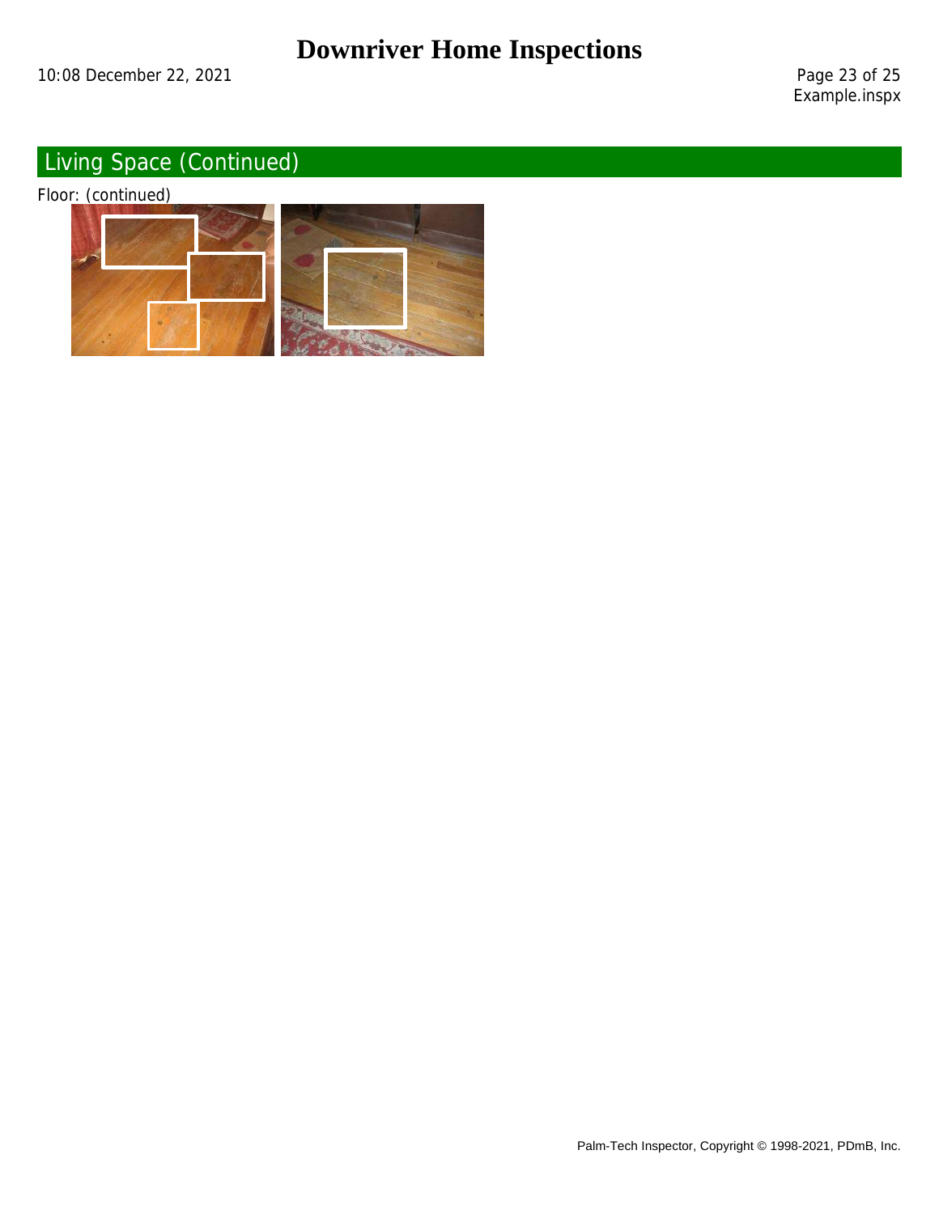## Living Space (Continued)

Floor: (continued)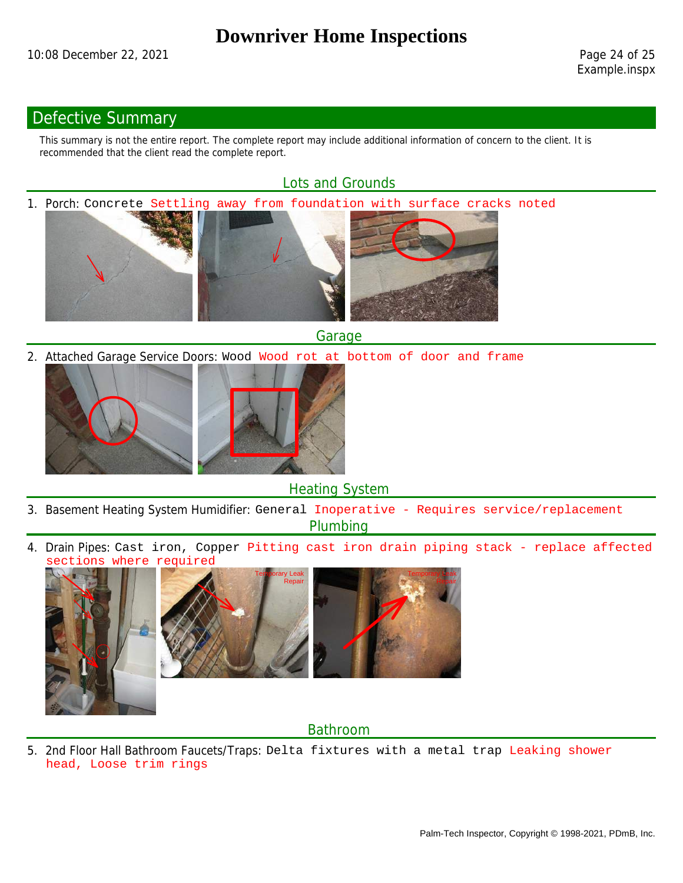# Downriver Home Inspections

## Defective Summary

This summary is not the entire report. The complete report may include additional information of concern to the client. It is recommended that the client read the complete report.

### Lots and Grounds

1. Porch: Concrete Settling away from foundation with surface cracks noted

### Garage

2. Attached Garage Service Doors: Wood Wood rot at bottom of door and frame

### Heating System

3. Basement Heating System Humidifier: General Inoperative - Requires service/replacement

### Plumbing

4. Drain Pipes: Cast iron, Copper Pitting cast iron drain piping stack - replace affected sections where required

### Bathroom

5. 2nd Floor Hall Bathroom Faucets/Traps: Delta fixtures with a metal trap Leaking shower head, Loose trim rings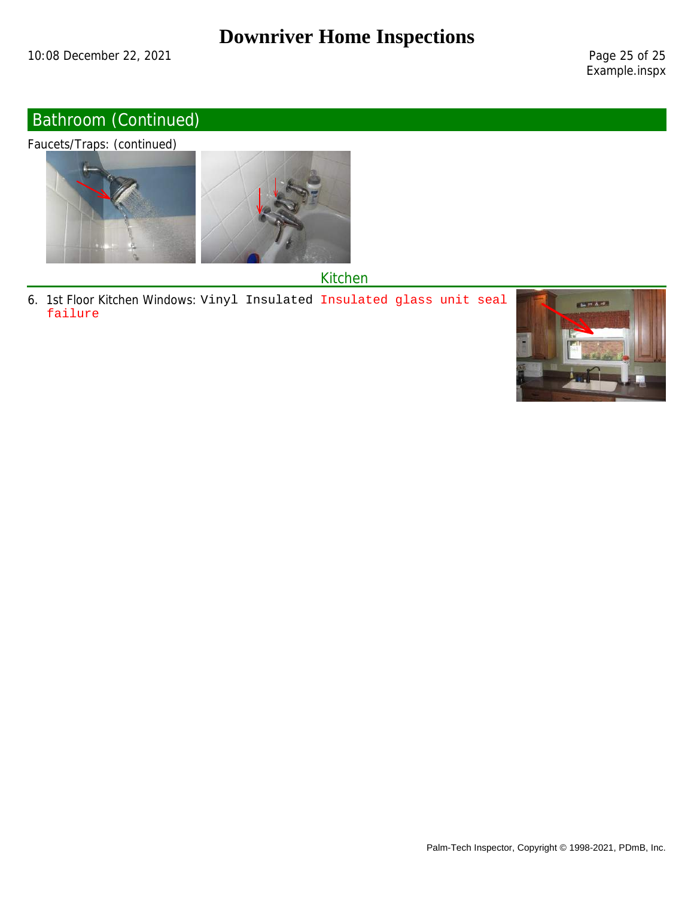# Downriver Home Inspections

## Bathroom (Continued)

Faucets/Traps: (continued)

## Kitchen

6. 1st Floor Kitchen Windows: Vinyl Insulated Insulated glass unit seal failure